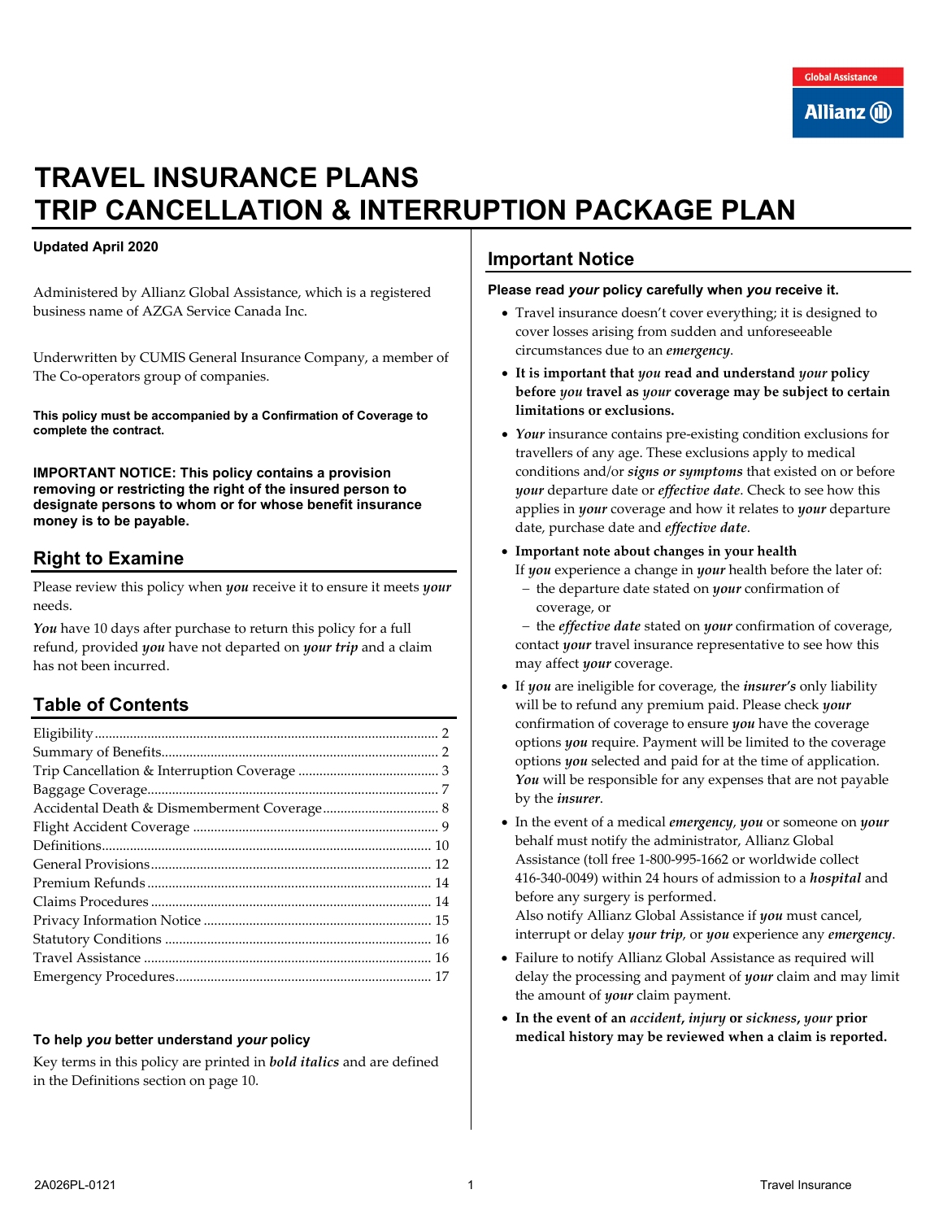# TRAVEL INSURANCE PLANS
# TRIP CANCELLATION & INTERRUPTION PACKAGE PLAN

**Updated April 2020**

Administered by Allianz Global Assistance, which is a registered business name of AZGA Service Canada Inc.

Underwritten by CUMIS General Insurance Company, a member of The Co-operators group of companies.

**This policy must be accompanied by a Confirmation of Coverage to complete the contract.**

**IMPORTANT NOTICE: This policy contains a provision removing or restricting the right of the insured person to designate persons to whom or for whose benefit insurance money is to be payable.**

## Right to Examine

Please review this policy when ***you*** receive it to ensure it meets ***your*** needs.

***You*** have 10 days after purchase to return this policy for a full refund, provided ***you*** have not departed on ***your trip*** and a claim has not been incurred.

## Table of Contents

| Section | Page |
|---|---|
| Eligibility | 2 |
| Summary of Benefits | 2 |
| Trip Cancellation & Interruption Coverage | 3 |
| Baggage Coverage | 7 |
| Accidental Death & Dismemberment Coverage | 8 |
| Flight Accident Coverage | 9 |
| Definitions | 10 |
| General Provisions | 12 |
| Premium Refunds | 14 |
| Claims Procedures | 14 |
| Privacy Information Notice | 15 |
| Statutory Conditions | 16 |
| Travel Assistance | 16 |
| Emergency Procedures | 17 |

**To help *you* better understand *your* policy**

Key terms in this policy are printed in ***bold italics*** and are defined in the Definitions section on page 10.

## Important Notice

**Please read *your* policy carefully when *you* receive it.**

- Travel insurance doesn't cover everything; it is designed to cover losses arising from sudden and unforeseeable circumstances due to an ***emergency***.
- **It is important that *you* read and understand *your* policy before *you* travel as *your* coverage may be subject to certain limitations or exclusions.**
- ***Your*** insurance contains pre-existing condition exclusions for travellers of any age. These exclusions apply to medical conditions and/or ***signs or symptoms*** that existed on or before ***your*** departure date or ***effective date***. Check to see how this applies in ***your*** coverage and how it relates to ***your*** departure date, purchase date and ***effective date***.
- **Important note about changes in your health**
  If ***you*** experience a change in ***your*** health before the later of:
  - the departure date stated on ***your*** confirmation of coverage, or
  - the ***effective date*** stated on ***your*** confirmation of coverage,

  contact ***your*** travel insurance representative to see how this may affect ***your*** coverage.
- If ***you*** are ineligible for coverage, the ***insurer's*** only liability will be to refund any premium paid. Please check ***your*** confirmation of coverage to ensure ***you*** have the coverage options ***you*** require. Payment will be limited to the coverage options ***you*** selected and paid for at the time of application. ***You*** will be responsible for any expenses that are not payable by the ***insurer***.
- In the event of a medical ***emergency***, ***you*** or someone on ***your*** behalf must notify the administrator, Allianz Global Assistance (toll free 1-800-995-1662 or worldwide collect 416-340-0049) within 24 hours of admission to a ***hospital*** and before any surgery is performed.
  Also notify Allianz Global Assistance if ***you*** must cancel, interrupt or delay ***your trip***, or ***you*** experience any ***emergency***.
- Failure to notify Allianz Global Assistance as required will delay the processing and payment of ***your*** claim and may limit the amount of ***your*** claim payment.
- **In the event of an *accident*, *injury* or *sickness*, *your* prior medical history may be reviewed when a claim is reported.**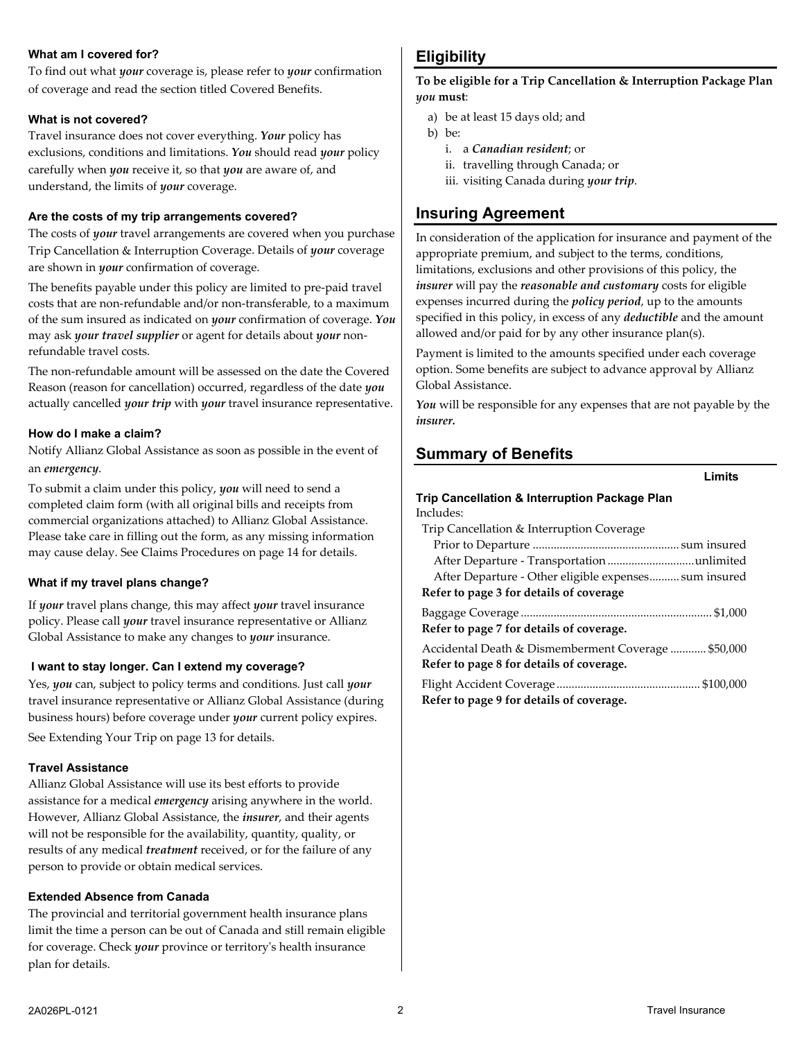### What am I covered for?

To find out what ***your*** coverage is, please refer to ***your*** confirmation of coverage and read the section titled Covered Benefits.

### What is not covered?

Travel insurance does not cover everything. ***Your*** policy has exclusions, conditions and limitations. ***You*** should read ***your*** policy carefully when ***you*** receive it, so that ***you*** are aware of, and understand, the limits of ***your*** coverage.

### Are the costs of my trip arrangements covered?

The costs of ***your*** travel arrangements are covered when you purchase Trip Cancellation & Interruption Coverage. Details of ***your*** coverage are shown in ***your*** confirmation of coverage.

The benefits payable under this policy are limited to pre-paid travel costs that are non-refundable and/or non-transferable, to a maximum of the sum insured as indicated on ***your*** confirmation of coverage. ***You*** may ask ***your travel supplier*** or agent for details about ***your*** non-refundable travel costs.

The non-refundable amount will be assessed on the date the Covered Reason (reason for cancellation) occurred, regardless of the date ***you*** actually cancelled ***your trip*** with ***your*** travel insurance representative.

### How do I make a claim?

Notify Allianz Global Assistance as soon as possible in the event of an ***emergency***.

To submit a claim under this policy, ***you*** will need to send a completed claim form (with all original bills and receipts from commercial organizations attached) to Allianz Global Assistance. Please take care in filling out the form, as any missing information may cause delay. See Claims Procedures on page 14 for details.

### What if my travel plans change?

If ***your*** travel plans change, this may affect ***your*** travel insurance policy. Please call ***your*** travel insurance representative or Allianz Global Assistance to make any changes to ***your*** insurance.

### I want to stay longer. Can I extend my coverage?

Yes, ***you*** can, subject to policy terms and conditions. Just call ***your*** travel insurance representative or Allianz Global Assistance (during business hours) before coverage under ***your*** current policy expires.

See Extending Your Trip on page 13 for details.

### Travel Assistance

Allianz Global Assistance will use its best efforts to provide assistance for a medical ***emergency*** arising anywhere in the world. However, Allianz Global Assistance, the ***insurer***, and their agents will not be responsible for the availability, quantity, quality, or results of any medical ***treatment*** received, or for the failure of any person to provide or obtain medical services.

### Extended Absence from Canada

The provincial and territorial government health insurance plans limit the time a person can be out of Canada and still remain eligible for coverage. Check ***your*** province or territory's health insurance plan for details.

## Eligibility

**To be eligible for a Trip Cancellation & Interruption Package Plan *you* must**:

a) be at least 15 days old; and
b) be:
   i. a ***Canadian resident***; or
   ii. travelling through Canada; or
   iii. visiting Canada during ***your trip***.

## Insuring Agreement

In consideration of the application for insurance and payment of the appropriate premium, and subject to the terms, conditions, limitations, exclusions and other provisions of this policy, the ***insurer*** will pay the ***reasonable and customary*** costs for eligible expenses incurred during the ***policy period***, up to the amounts specified in this policy, in excess of any ***deductible*** and the amount allowed and/or paid for by any other insurance plan(s).

Payment is limited to the amounts specified under each coverage option. Some benefits are subject to advance approval by Allianz Global Assistance.

***You*** will be responsible for any expenses that are not payable by the ***insurer.***

## Summary of Benefits

| | Limits |
|---|---|
| **Trip Cancellation & Interruption Package Plan** | |
| Includes: | |
| Trip Cancellation & Interruption Coverage | |
| Prior to Departure | sum insured |
| After Departure - Transportation | unlimited |
| After Departure - Other eligible expenses | sum insured |
| **Refer to page 3 for details of coverage** | |
| Baggage Coverage | $1,000 |
| **Refer to page 7 for details of coverage.** | |
| Accidental Death & Dismemberment Coverage | $50,000 |
| **Refer to page 8 for details of coverage.** | |
| Flight Accident Coverage | $100,000 |
| **Refer to page 9 for details of coverage.** | |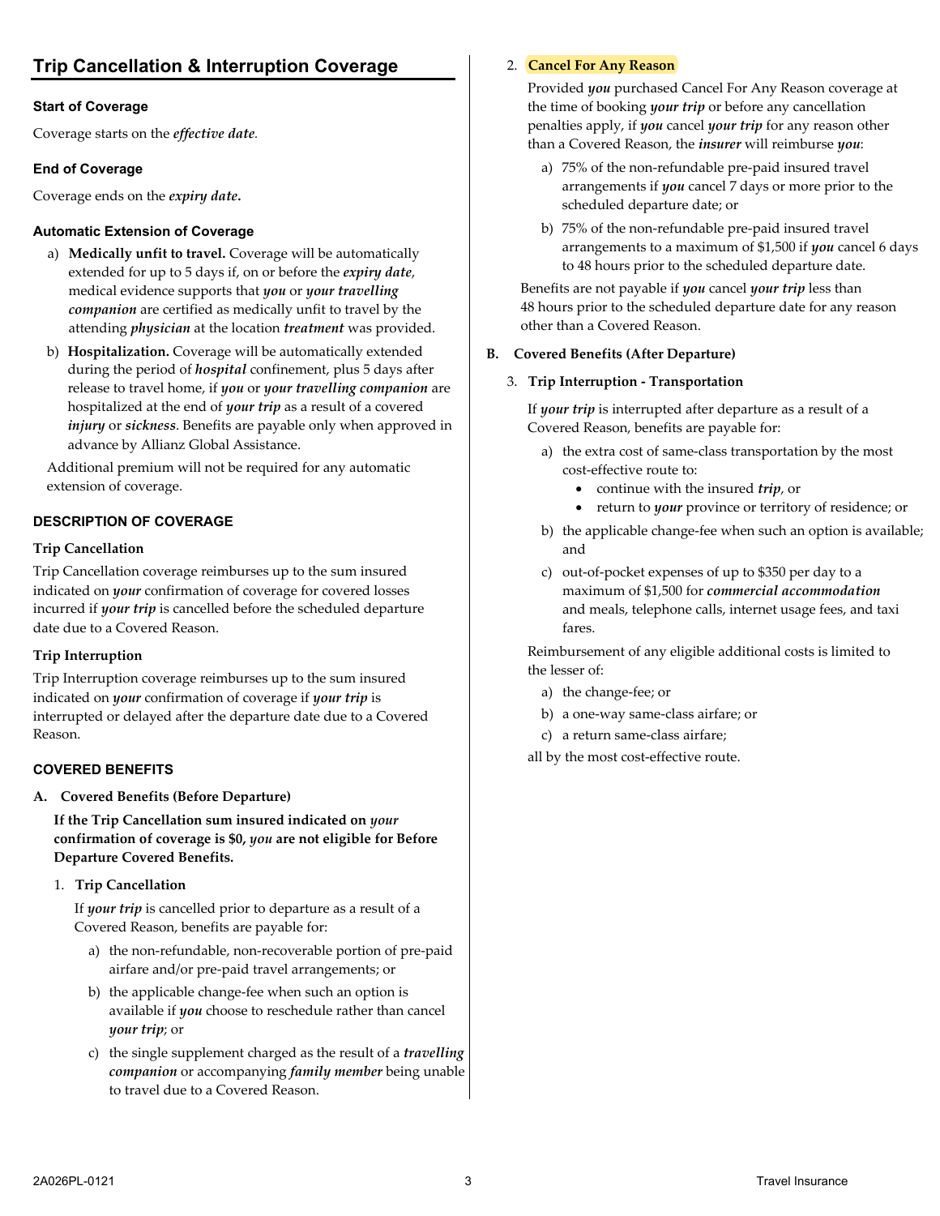## Trip Cancellation & Interruption Coverage

### Start of Coverage

Coverage starts on the ***effective date***.

### End of Coverage

Coverage ends on the ***expiry date*****.**

### Automatic Extension of Coverage

a) **Medically unfit to travel.** Coverage will be automatically extended for up to 5 days if, on or before the ***expiry date***, medical evidence supports that ***you*** or ***your travelling companion*** are certified as medically unfit to travel by the attending ***physician*** at the location ***treatment*** was provided.

b) **Hospitalization.** Coverage will be automatically extended during the period of ***hospital*** confinement, plus 5 days after release to travel home, if ***you*** or ***your travelling companion*** are hospitalized at the end of ***your trip*** as a result of a covered ***injury*** or ***sickness***. Benefits are payable only when approved in advance by Allianz Global Assistance.

Additional premium will not be required for any automatic extension of coverage.

### DESCRIPTION OF COVERAGE

**Trip Cancellation**

Trip Cancellation coverage reimburses up to the sum insured indicated on ***your*** confirmation of coverage for covered losses incurred if ***your trip*** is cancelled before the scheduled departure date due to a Covered Reason.

**Trip Interruption**

Trip Interruption coverage reimburses up to the sum insured indicated on ***your*** confirmation of coverage if ***your trip*** is interrupted or delayed after the departure date due to a Covered Reason.

### COVERED BENEFITS

**A. Covered Benefits (Before Departure)**

**If the Trip Cancellation sum insured indicated on *your* confirmation of coverage is $0, *you* are not eligible for Before Departure Covered Benefits.**

1. **Trip Cancellation**

   If ***your trip*** is cancelled prior to departure as a result of a Covered Reason, benefits are payable for:

   a) the non-refundable, non-recoverable portion of pre-paid airfare and/or pre-paid travel arrangements; or

   b) the applicable change-fee when such an option is available if ***you*** choose to reschedule rather than cancel ***your trip***; or

   c) the single supplement charged as the result of a ***travelling companion*** or accompanying ***family member*** being unable to travel due to a Covered Reason.

2. **Cancel For Any Reason**

   Provided ***you*** purchased Cancel For Any Reason coverage at the time of booking ***your trip*** or before any cancellation penalties apply, if ***you*** cancel ***your trip*** for any reason other than a Covered Reason, the ***insurer*** will reimburse ***you***:

   a) 75% of the non-refundable pre-paid insured travel arrangements if ***you*** cancel 7 days or more prior to the scheduled departure date; or

   b) 75% of the non-refundable pre-paid insured travel arrangements to a maximum of $1,500 if ***you*** cancel 6 days to 48 hours prior to the scheduled departure date.

   Benefits are not payable if ***you*** cancel ***your trip*** less than 48 hours prior to the scheduled departure date for any reason other than a Covered Reason.

**B. Covered Benefits (After Departure)**

3. **Trip Interruption - Transportation**

   If ***your trip*** is interrupted after departure as a result of a Covered Reason, benefits are payable for:

   a) the extra cost of same-class transportation by the most cost-effective route to:
      - continue with the insured ***trip***, or
      - return to ***your*** province or territory of residence; or

   b) the applicable change-fee when such an option is available; and

   c) out-of-pocket expenses of up to $350 per day to a maximum of $1,500 for ***commercial accommodation*** and meals, telephone calls, internet usage fees, and taxi fares.

   Reimbursement of any eligible additional costs is limited to the lesser of:

   a) the change-fee; or

   b) a one-way same-class airfare; or

   c) a return same-class airfare;

   all by the most cost-effective route.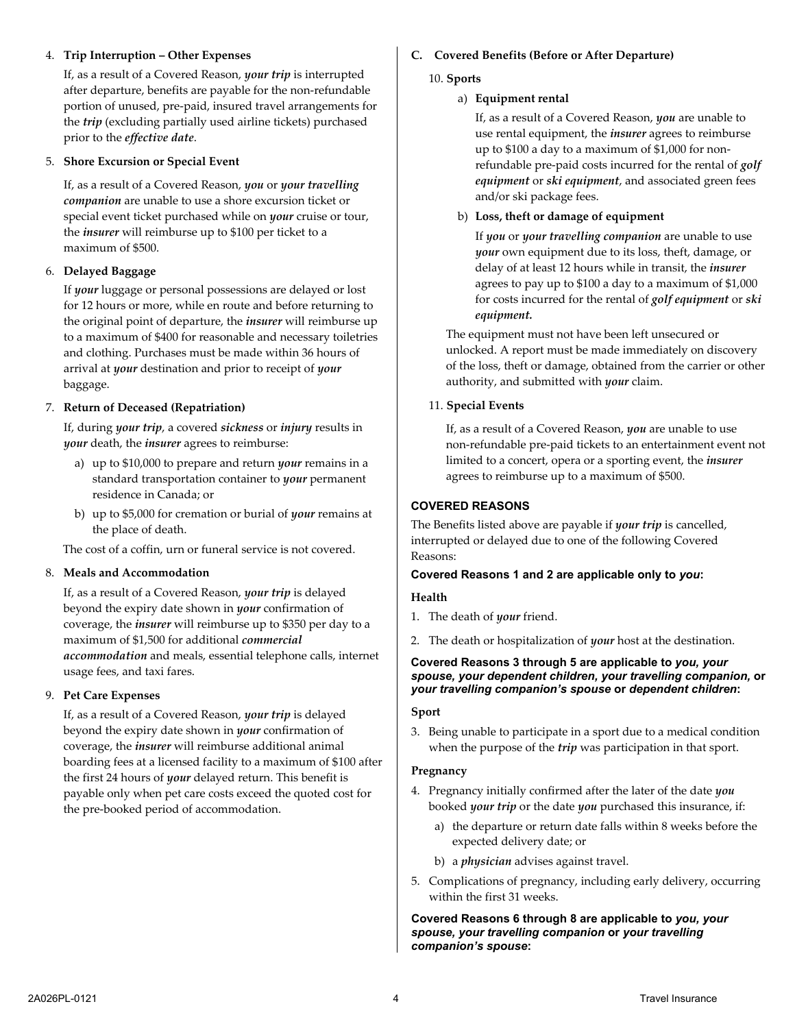4. **Trip Interruption – Other Expenses**

   If, as a result of a Covered Reason, ***your trip*** is interrupted after departure, benefits are payable for the non-refundable portion of unused, pre-paid, insured travel arrangements for the ***trip*** (excluding partially used airline tickets) purchased prior to the ***effective date***.

5. **Shore Excursion or Special Event**

   If, as a result of a Covered Reason, ***you*** or ***your travelling companion*** are unable to use a shore excursion ticket or special event ticket purchased while on ***your*** cruise or tour, the ***insurer*** will reimburse up to $100 per ticket to a maximum of $500.

6. **Delayed Baggage**

   If ***your*** luggage or personal possessions are delayed or lost for 12 hours or more, while en route and before returning to the original point of departure, the ***insurer*** will reimburse up to a maximum of $400 for reasonable and necessary toiletries and clothing. Purchases must be made within 36 hours of arrival at ***your*** destination and prior to receipt of ***your*** baggage.

7. **Return of Deceased (Repatriation)**

   If, during ***your trip***, a covered ***sickness*** or ***injury*** results in ***your*** death, the ***insurer*** agrees to reimburse:

   a) up to $10,000 to prepare and return ***your*** remains in a standard transportation container to ***your*** permanent residence in Canada; or

   b) up to $5,000 for cremation or burial of ***your*** remains at the place of death.

   The cost of a coffin, urn or funeral service is not covered.

8. **Meals and Accommodation**

   If, as a result of a Covered Reason, ***your trip*** is delayed beyond the expiry date shown in ***your*** confirmation of coverage, the ***insurer*** will reimburse up to $350 per day to a maximum of $1,500 for additional ***commercial accommodation*** and meals, essential telephone calls, internet usage fees, and taxi fares.

9. **Pet Care Expenses**

   If, as a result of a Covered Reason, ***your trip*** is delayed beyond the expiry date shown in ***your*** confirmation of coverage, the ***insurer*** will reimburse additional animal boarding fees at a licensed facility to a maximum of $100 after the first 24 hours of ***your*** delayed return. This benefit is payable only when pet care costs exceed the quoted cost for the pre-booked period of accommodation.

**C. Covered Benefits (Before or After Departure)**

10. **Sports**

    a) **Equipment rental**

       If, as a result of a Covered Reason, ***you*** are unable to use rental equipment, the ***insurer*** agrees to reimburse up to $100 a day to a maximum of $1,000 for non-refundable pre-paid costs incurred for the rental of ***golf equipment*** or ***ski equipment***, and associated green fees and/or ski package fees.

    b) **Loss, theft or damage of equipment**

       If ***you*** or ***your travelling companion*** are unable to use ***your*** own equipment due to its loss, theft, damage, or delay of at least 12 hours while in transit, the ***insurer*** agrees to pay up to $100 a day to a maximum of $1,000 for costs incurred for the rental of ***golf equipment*** or ***ski equipment.***

    The equipment must not have been left unsecured or unlocked. A report must be made immediately on discovery of the loss, theft or damage, obtained from the carrier or other authority, and submitted with ***your*** claim.

11. **Special Events**

    If, as a result of a Covered Reason, ***you*** are unable to use non-refundable pre-paid tickets to an entertainment event not limited to a concert, opera or a sporting event, the ***insurer*** agrees to reimburse up to a maximum of $500.

## COVERED REASONS

The Benefits listed above are payable if ***your trip*** is cancelled, interrupted or delayed due to one of the following Covered Reasons:

**Covered Reasons 1 and 2 are applicable only to *you*:**

**Health**

1. The death of ***your*** friend.
2. The death or hospitalization of ***your*** host at the destination.

**Covered Reasons 3 through 5 are applicable to *you, your spouse, your dependent children, your travelling companion,* or *your travelling companion's spouse* or *dependent children*:**

**Sport**

3. Being unable to participate in a sport due to a medical condition when the purpose of the ***trip*** was participation in that sport.

**Pregnancy**

4. Pregnancy initially confirmed after the later of the date ***you*** booked ***your trip*** or the date ***you*** purchased this insurance, if:

   a) the departure or return date falls within 8 weeks before the expected delivery date; or

   b) a ***physician*** advises against travel.

5. Complications of pregnancy, including early delivery, occurring within the first 31 weeks.

**Covered Reasons 6 through 8 are applicable to *you, your spouse, your travelling companion* or *your travelling companion's spouse*:**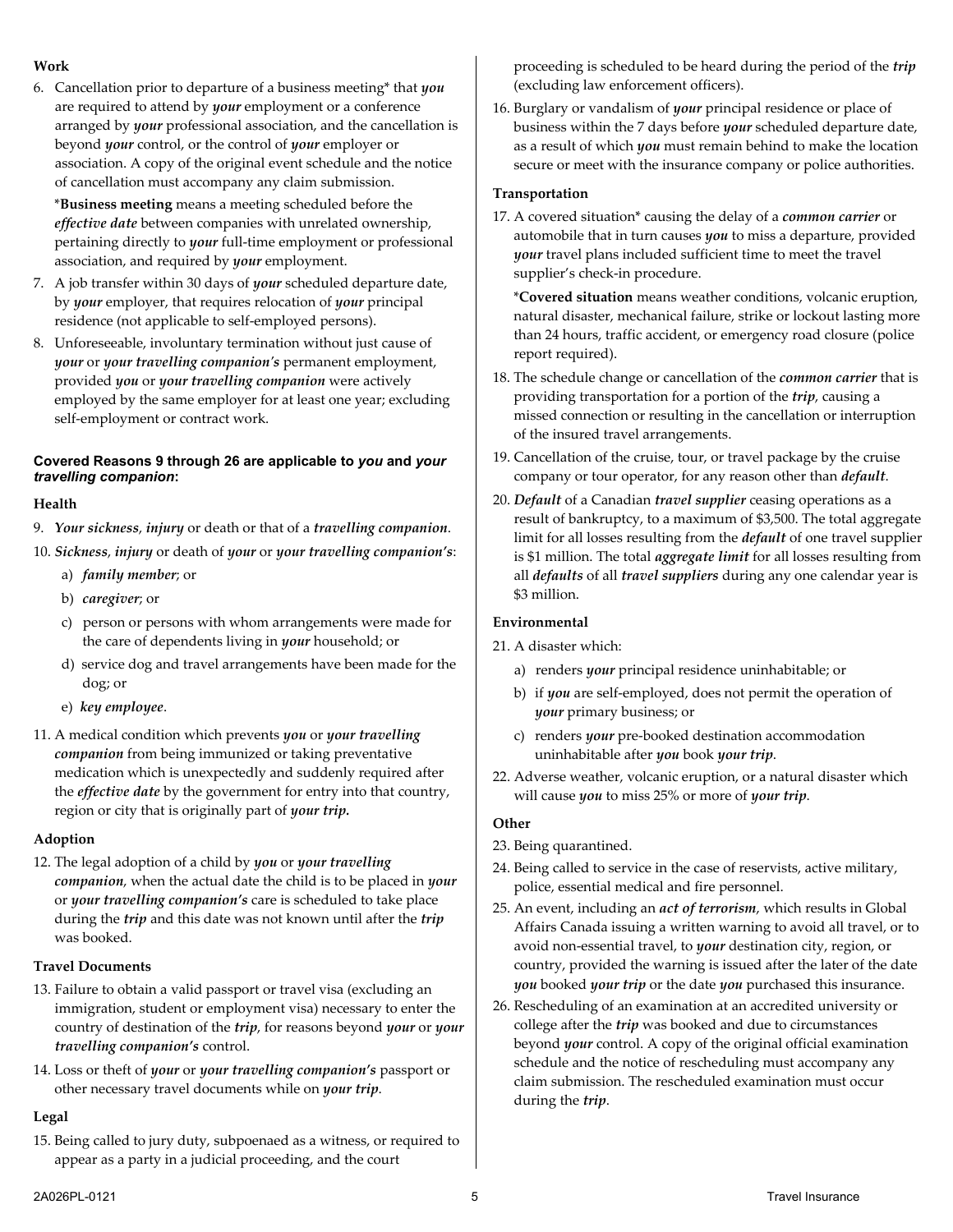**Work**

6. Cancellation prior to departure of a business meeting* that ***you*** are required to attend by ***your*** employment or a conference arranged by ***your*** professional association, and the cancellation is beyond ***your*** control, or the control of ***your*** employer or association. A copy of the original event schedule and the notice of cancellation must accompany any claim submission.

   ***Business meeting** means a meeting scheduled before the ***effective date*** between companies with unrelated ownership, pertaining directly to ***your*** full-time employment or professional association, and required by ***your*** employment.

7. A job transfer within 30 days of ***your*** scheduled departure date, by ***your*** employer, that requires relocation of ***your*** principal residence (not applicable to self-employed persons).
8. Unforeseeable, involuntary termination without just cause of ***your*** or ***your travelling companion's*** permanent employment, provided ***you*** or ***your travelling companion*** were actively employed by the same employer for at least one year; excluding self-employment or contract work.

**Covered Reasons 9 through 26 are applicable to *you* and *your travelling companion*:**

**Health**

9. ***Your sickness***, ***injury*** or death or that of a ***travelling companion***.
10. ***Sickness***, ***injury*** or death of ***your*** or ***your travelling companion's***:
    a) ***family member***; or
    b) ***caregiver***; or
    c) person or persons with whom arrangements were made for the care of dependents living in ***your*** household; or
    d) service dog and travel arrangements have been made for the dog; or
    e) ***key employee***.
11. A medical condition which prevents ***you*** or ***your travelling companion*** from being immunized or taking preventative medication which is unexpectedly and suddenly required after the ***effective date*** by the government for entry into that country, region or city that is originally part of ***your trip.***

**Adoption**

12. The legal adoption of a child by ***you*** or ***your travelling companion***, when the actual date the child is to be placed in ***your*** or ***your travelling companion's*** care is scheduled to take place during the ***trip*** and this date was not known until after the ***trip*** was booked.

**Travel Documents**

13. Failure to obtain a valid passport or travel visa (excluding an immigration, student or employment visa) necessary to enter the country of destination of the ***trip***, for reasons beyond ***your*** or ***your travelling companion's*** control.
14. Loss or theft of ***your*** or ***your travelling companion's*** passport or other necessary travel documents while on ***your trip***.

**Legal**

15. Being called to jury duty, subpoenaed as a witness, or required to appear as a party in a judicial proceeding, and the court proceeding is scheduled to be heard during the period of the ***trip*** (excluding law enforcement officers).
16. Burglary or vandalism of ***your*** principal residence or place of business within the 7 days before ***your*** scheduled departure date, as a result of which ***you*** must remain behind to make the location secure or meet with the insurance company or police authorities.

**Transportation**

17. A covered situation* causing the delay of a ***common carrier*** or automobile that in turn causes ***you*** to miss a departure, provided ***your*** travel plans included sufficient time to meet the travel supplier's check-in procedure.

    ***Covered situation** means weather conditions, volcanic eruption, natural disaster, mechanical failure, strike or lockout lasting more than 24 hours, traffic accident, or emergency road closure (police report required).

18. The schedule change or cancellation of the ***common carrier*** that is providing transportation for a portion of the ***trip***, causing a missed connection or resulting in the cancellation or interruption of the insured travel arrangements.
19. Cancellation of the cruise, tour, or travel package by the cruise company or tour operator, for any reason other than ***default***.
20. ***Default*** of a Canadian ***travel supplier*** ceasing operations as a result of bankruptcy, to a maximum of $3,500. The total aggregate limit for all losses resulting from the ***default*** of one travel supplier is $1 million. The total ***aggregate limit*** for all losses resulting from all ***defaults*** of all ***travel suppliers*** during any one calendar year is $3 million.

**Environmental**

21. A disaster which:
    a) renders ***your*** principal residence uninhabitable; or
    b) if ***you*** are self-employed, does not permit the operation of ***your*** primary business; or
    c) renders ***your*** pre-booked destination accommodation uninhabitable after ***you*** book ***your trip***.
22. Adverse weather, volcanic eruption, or a natural disaster which will cause ***you*** to miss 25% or more of ***your trip***.

**Other**

23. Being quarantined.
24. Being called to service in the case of reservists, active military, police, essential medical and fire personnel.
25. An event, including an ***act of terrorism***, which results in Global Affairs Canada issuing a written warning to avoid all travel, or to avoid non-essential travel, to ***your*** destination city, region, or country, provided the warning is issued after the later of the date ***you*** booked ***your trip*** or the date ***you*** purchased this insurance.
26. Rescheduling of an examination at an accredited university or college after the ***trip*** was booked and due to circumstances beyond ***your*** control. A copy of the original official examination schedule and the notice of rescheduling must accompany any claim submission. The rescheduled examination must occur during the ***trip***.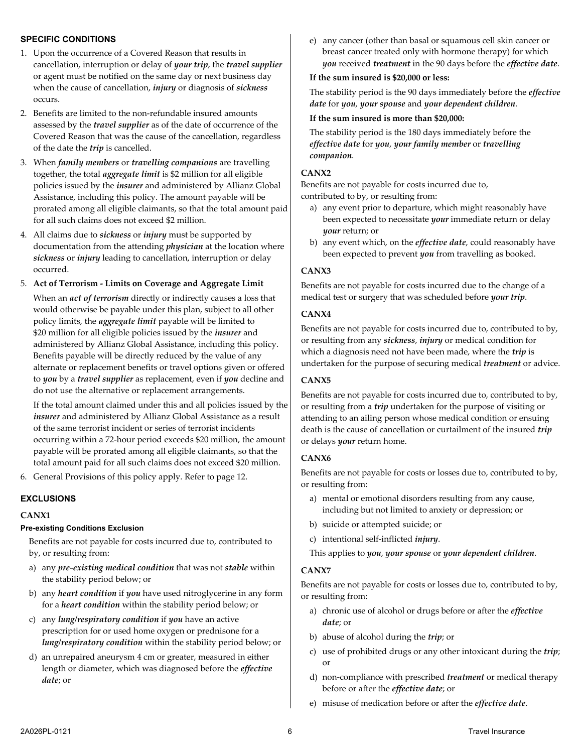## SPECIFIC CONDITIONS

1. Upon the occurrence of a Covered Reason that results in cancellation, interruption or delay of ***your trip***, the ***travel supplier*** or agent must be notified on the same day or next business day when the cause of cancellation, ***injury*** or diagnosis of ***sickness*** occurs.
2. Benefits are limited to the non-refundable insured amounts assessed by the ***travel supplier*** as of the date of occurrence of the Covered Reason that was the cause of the cancellation, regardless of the date the ***trip*** is cancelled.
3. When ***family members*** or ***travelling companions*** are travelling together, the total ***aggregate limit*** is $2 million for all eligible policies issued by the ***insurer*** and administered by Allianz Global Assistance, including this policy. The amount payable will be prorated among all eligible claimants, so that the total amount paid for all such claims does not exceed $2 million.
4. All claims due to ***sickness*** or ***injury*** must be supported by documentation from the attending ***physician*** at the location where ***sickness*** or ***injury*** leading to cancellation, interruption or delay occurred.
5. **Act of Terrorism - Limits on Coverage and Aggregate Limit**

   When an ***act of terrorism*** directly or indirectly causes a loss that would otherwise be payable under this plan, subject to all other policy limits, the ***aggregate limit*** payable will be limited to $20 million for all eligible policies issued by the ***insurer*** and administered by Allianz Global Assistance, including this policy. Benefits payable will be directly reduced by the value of any alternate or replacement benefits or travel options given or offered to ***you*** by a ***travel supplier*** as replacement, even if ***you*** decline and do not use the alternative or replacement arrangements.

   If the total amount claimed under this and all policies issued by the ***insurer*** and administered by Allianz Global Assistance as a result of the same terrorist incident or series of terrorist incidents occurring within a 72-hour period exceeds $20 million, the amount payable will be prorated among all eligible claimants, so that the total amount paid for all such claims does not exceed $20 million.
6. General Provisions of this policy apply. Refer to page 12.

## EXCLUSIONS

### CANX1

#### Pre-existing Conditions Exclusion

Benefits are not payable for costs incurred due to, contributed to by, or resulting from:

a) any ***pre-existing medical condition*** that was not ***stable*** within the stability period below; or

b) any ***heart condition*** if ***you*** have used nitroglycerine in any form for a ***heart condition*** within the stability period below; or

c) any ***lung/respiratory condition*** if ***you*** have an active prescription for or used home oxygen or prednisone for a ***lung/respiratory condition*** within the stability period below; or

d) an unrepaired aneurysm 4 cm or greater, measured in either length or diameter, which was diagnosed before the ***effective date***; or

e) any cancer (other than basal or squamous cell skin cancer or breast cancer treated only with hormone therapy) for which ***you*** received ***treatment*** in the 90 days before the ***effective date***.

**If the sum insured is $20,000 or less:**

The stability period is the 90 days immediately before the ***effective date*** for ***you***, ***your spouse*** and ***your dependent children***.

**If the sum insured is more than $20,000:**

The stability period is the 180 days immediately before the ***effective date*** for ***you***, ***your family member*** or ***travelling companion***.

### CANX2

Benefits are not payable for costs incurred due to, contributed to by, or resulting from:

a) any event prior to departure, which might reasonably have been expected to necessitate ***your*** immediate return or delay ***your*** return; or

b) any event which, on the ***effective date***, could reasonably have been expected to prevent ***you*** from travelling as booked.

### CANX3

Benefits are not payable for costs incurred due to the change of a medical test or surgery that was scheduled before ***your trip***.

### CANX4

Benefits are not payable for costs incurred due to, contributed to by, or resulting from any ***sickness***, ***injury*** or medical condition for which a diagnosis need not have been made, where the ***trip*** is undertaken for the purpose of securing medical ***treatment*** or advice.

### CANX5

Benefits are not payable for costs incurred due to, contributed to by, or resulting from a ***trip*** undertaken for the purpose of visiting or attending to an ailing person whose medical condition or ensuing death is the cause of cancellation or curtailment of the insured ***trip*** or delays ***your*** return home.

### CANX6

Benefits are not payable for costs or losses due to, contributed to by, or resulting from:

a) mental or emotional disorders resulting from any cause, including but not limited to anxiety or depression; or

b) suicide or attempted suicide; or

c) intentional self-inflicted ***injury***.

This applies to ***you***, ***your spouse*** or ***your dependent children***.

### CANX7

Benefits are not payable for costs or losses due to, contributed to by, or resulting from:

a) chronic use of alcohol or drugs before or after the ***effective date***; or

b) abuse of alcohol during the ***trip***; or

c) use of prohibited drugs or any other intoxicant during the ***trip***; or

d) non-compliance with prescribed ***treatment*** or medical therapy before or after the ***effective date***; or

e) misuse of medication before or after the ***effective date***.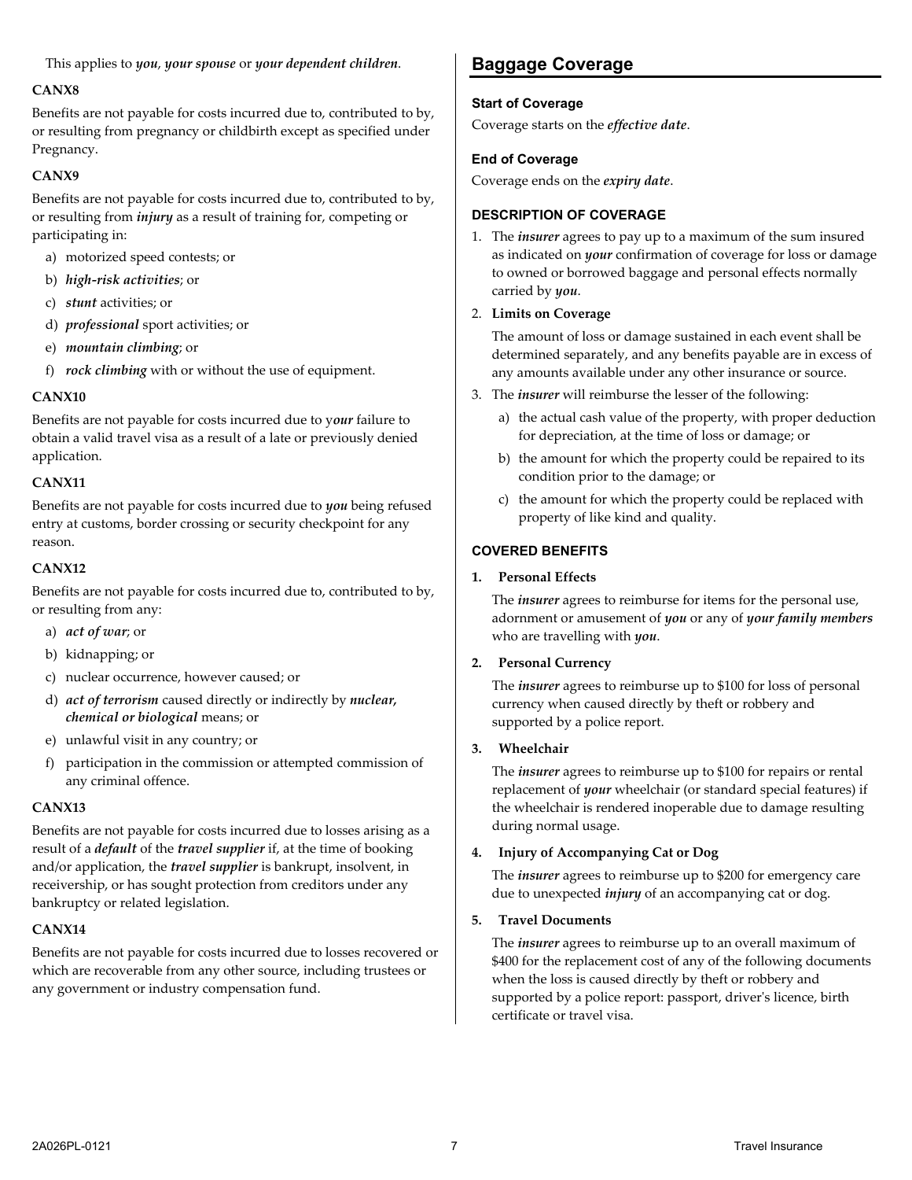This applies to ***you***, ***your spouse*** or ***your dependent children***.

**CANX8**

Benefits are not payable for costs incurred due to, contributed to by, or resulting from pregnancy or childbirth except as specified under Pregnancy.

**CANX9**

Benefits are not payable for costs incurred due to, contributed to by, or resulting from ***injury*** as a result of training for, competing or participating in:

a) motorized speed contests; or
b) ***high-risk activities***; or
c) ***stunt*** activities; or
d) ***professional*** sport activities; or
e) ***mountain climbing***; or
f) ***rock climbing*** with or without the use of equipment.

**CANX10**

Benefits are not payable for costs incurred due to y***our*** failure to obtain a valid travel visa as a result of a late or previously denied application.

**CANX11**

Benefits are not payable for costs incurred due to ***you*** being refused entry at customs, border crossing or security checkpoint for any reason.

**CANX12**

Benefits are not payable for costs incurred due to, contributed to by, or resulting from any:

a) ***act of war***; or
b) kidnapping; or
c) nuclear occurrence, however caused; or
d) ***act of terrorism*** caused directly or indirectly by ***nuclear, chemical or biological*** means; or
e) unlawful visit in any country; or
f) participation in the commission or attempted commission of any criminal offence.

**CANX13**

Benefits are not payable for costs incurred due to losses arising as a result of a ***default*** of the ***travel supplier*** if, at the time of booking and/or application, the ***travel supplier*** is bankrupt, insolvent, in receivership, or has sought protection from creditors under any bankruptcy or related legislation.

**CANX14**

Benefits are not payable for costs incurred due to losses recovered or which are recoverable from any other source, including trustees or any government or industry compensation fund.

## Baggage Coverage

#### Start of Coverage

Coverage starts on the ***effective date***.

#### End of Coverage

Coverage ends on the ***expiry date***.

#### DESCRIPTION OF COVERAGE

1. The ***insurer*** agrees to pay up to a maximum of the sum insured as indicated on ***your*** confirmation of coverage for loss or damage to owned or borrowed baggage and personal effects normally carried by ***you***.
2. **Limits on Coverage**

   The amount of loss or damage sustained in each event shall be determined separately, and any benefits payable are in excess of any amounts available under any other insurance or source.
3. The ***insurer*** will reimburse the lesser of the following:
   a) the actual cash value of the property, with proper deduction for depreciation, at the time of loss or damage; or
   b) the amount for which the property could be repaired to its condition prior to the damage; or
   c) the amount for which the property could be replaced with property of like kind and quality.

#### COVERED BENEFITS

**1. Personal Effects**

The ***insurer*** agrees to reimburse for items for the personal use, adornment or amusement of ***you*** or any of ***your family members*** who are travelling with ***you***.

**2. Personal Currency**

The ***insurer*** agrees to reimburse up to $100 for loss of personal currency when caused directly by theft or robbery and supported by a police report.

**3. Wheelchair**

The ***insurer*** agrees to reimburse up to $100 for repairs or rental replacement of ***your*** wheelchair (or standard special features) if the wheelchair is rendered inoperable due to damage resulting during normal usage.

**4. Injury of Accompanying Cat or Dog**

The ***insurer*** agrees to reimburse up to $200 for emergency care due to unexpected ***injury*** of an accompanying cat or dog.

**5. Travel Documents**

The ***insurer*** agrees to reimburse up to an overall maximum of $400 for the replacement cost of any of the following documents when the loss is caused directly by theft or robbery and supported by a police report: passport, driver's licence, birth certificate or travel visa.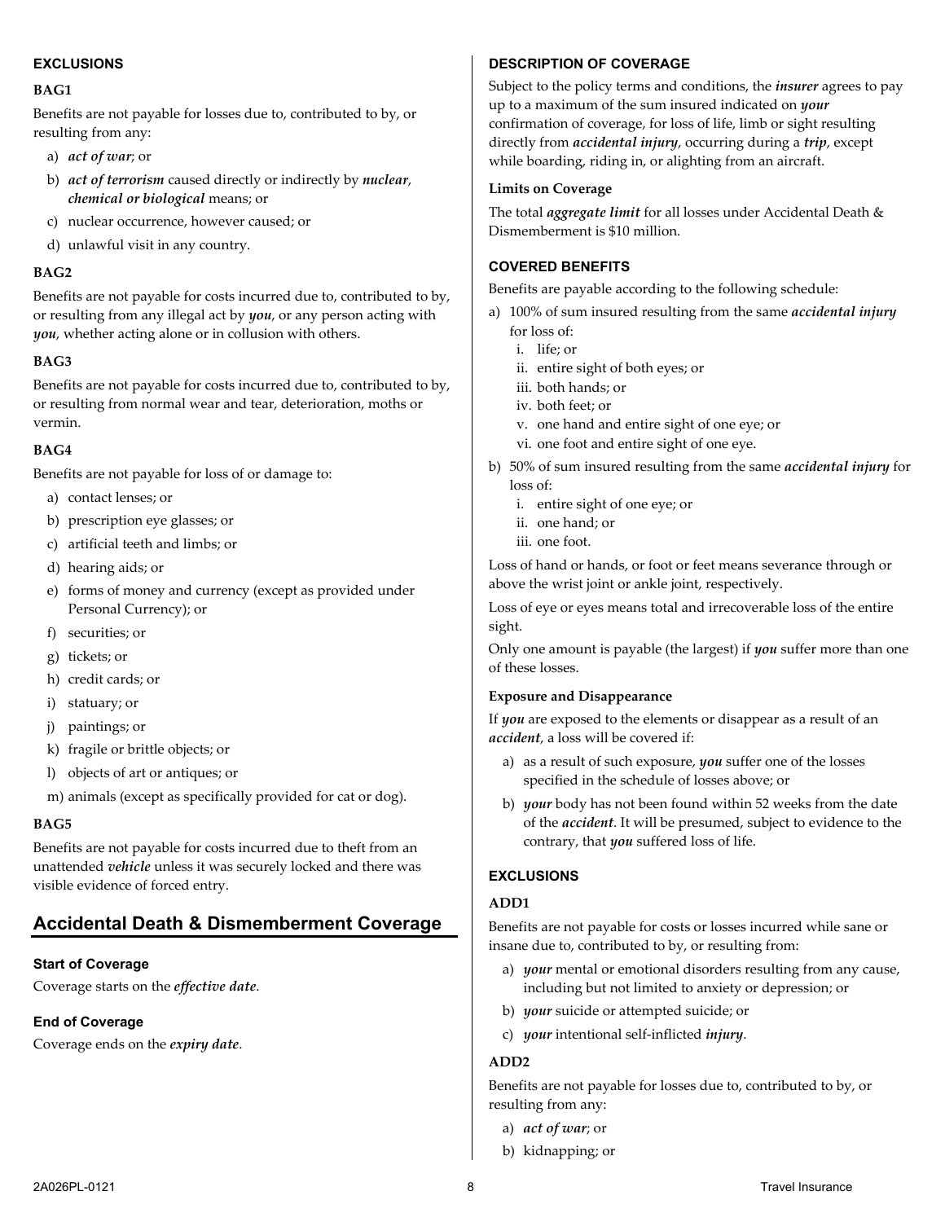### EXCLUSIONS

**BAG1**

Benefits are not payable for losses due to, contributed to by, or resulting from any:

a) ***act of war***; or
b) ***act of terrorism*** caused directly or indirectly by ***nuclear***, ***chemical or biological*** means; or
c) nuclear occurrence, however caused; or
d) unlawful visit in any country.

**BAG2**

Benefits are not payable for costs incurred due to, contributed to by, or resulting from any illegal act by ***you***, or any person acting with ***you***, whether acting alone or in collusion with others.

**BAG3**

Benefits are not payable for costs incurred due to, contributed to by, or resulting from normal wear and tear, deterioration, moths or vermin.

**BAG4**

Benefits are not payable for loss of or damage to:

a) contact lenses; or
b) prescription eye glasses; or
c) artificial teeth and limbs; or
d) hearing aids; or
e) forms of money and currency (except as provided under Personal Currency); or
f) securities; or
g) tickets; or
h) credit cards; or
i) statuary; or
j) paintings; or
k) fragile or brittle objects; or
l) objects of art or antiques; or
m) animals (except as specifically provided for cat or dog).

**BAG5**

Benefits are not payable for costs incurred due to theft from an unattended ***vehicle*** unless it was securely locked and there was visible evidence of forced entry.

## Accidental Death & Dismemberment Coverage

### Start of Coverage

Coverage starts on the ***effective date***.

### End of Coverage

Coverage ends on the ***expiry date***.

### DESCRIPTION OF COVERAGE

Subject to the policy terms and conditions, the ***insurer*** agrees to pay up to a maximum of the sum insured indicated on ***your*** confirmation of coverage, for loss of life, limb or sight resulting directly from ***accidental injury***, occurring during a ***trip***, except while boarding, riding in, or alighting from an aircraft.

**Limits on Coverage**

The total ***aggregate limit*** for all losses under Accidental Death & Dismemberment is $10 million.

### COVERED BENEFITS

Benefits are payable according to the following schedule:

a) 100% of sum insured resulting from the same ***accidental injury*** for loss of:
   i. life; or
   ii. entire sight of both eyes; or
   iii. both hands; or
   iv. both feet; or
   v. one hand and entire sight of one eye; or
   vi. one foot and entire sight of one eye.
b) 50% of sum insured resulting from the same ***accidental injury*** for loss of:
   i. entire sight of one eye; or
   ii. one hand; or
   iii. one foot.

Loss of hand or hands, or foot or feet means severance through or above the wrist joint or ankle joint, respectively.

Loss of eye or eyes means total and irrecoverable loss of the entire sight.

Only one amount is payable (the largest) if ***you*** suffer more than one of these losses.

**Exposure and Disappearance**

If ***you*** are exposed to the elements or disappear as a result of an ***accident***, a loss will be covered if:

a) as a result of such exposure, ***you*** suffer one of the losses specified in the schedule of losses above; or
b) ***your*** body has not been found within 52 weeks from the date of the ***accident***. It will be presumed, subject to evidence to the contrary, that ***you*** suffered loss of life.

### EXCLUSIONS

**ADD1**

Benefits are not payable for costs or losses incurred while sane or insane due to, contributed to by, or resulting from:

a) ***your*** mental or emotional disorders resulting from any cause, including but not limited to anxiety or depression; or
b) ***your*** suicide or attempted suicide; or
c) ***your*** intentional self-inflicted ***injury***.

**ADD2**

Benefits are not payable for losses due to, contributed to by, or resulting from any:

a) ***act of war***; or
b) kidnapping; or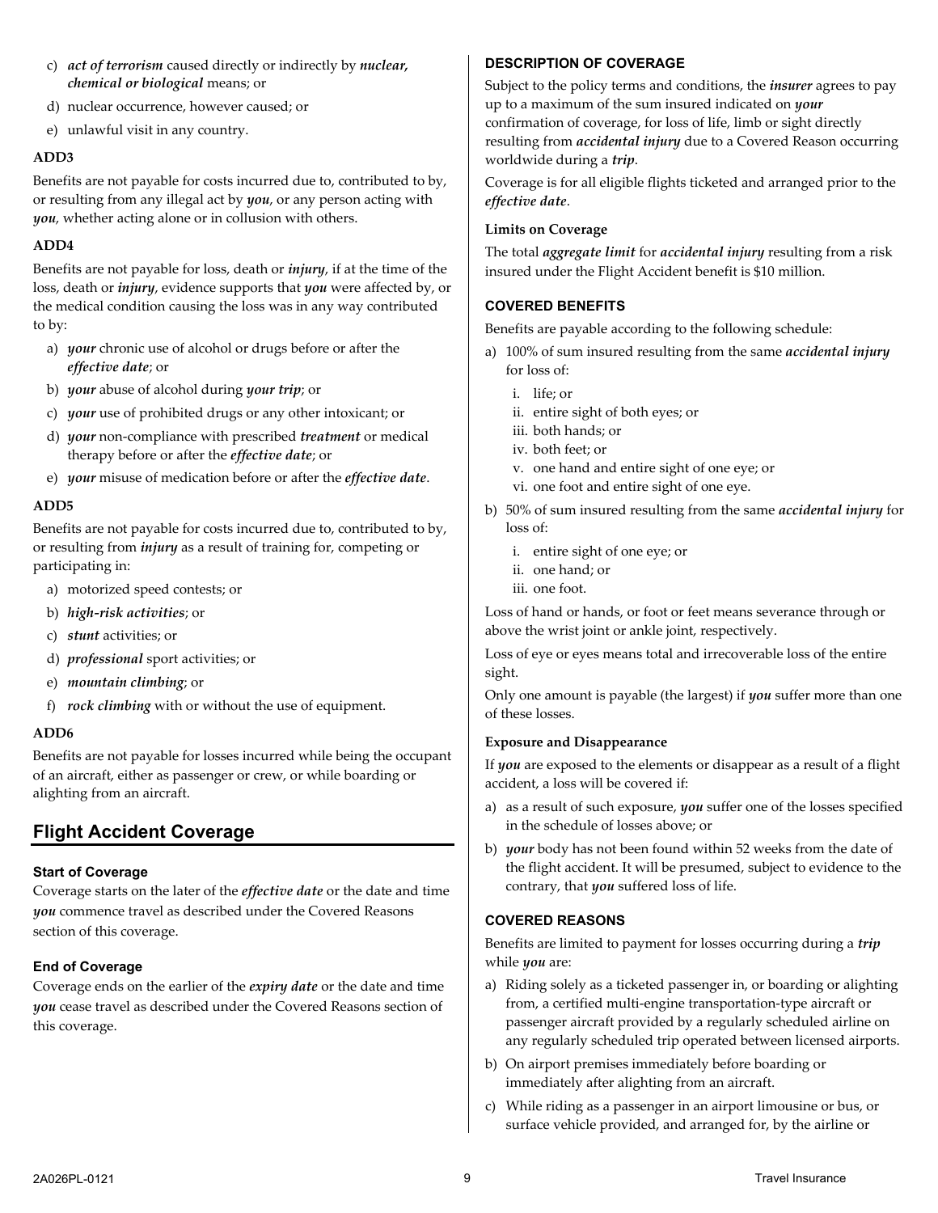c) ***act of terrorism*** caused directly or indirectly by ***nuclear, chemical or biological*** means; or
d) nuclear occurrence, however caused; or
e) unlawful visit in any country.

**ADD3**

Benefits are not payable for costs incurred due to, contributed to by, or resulting from any illegal act by ***you***, or any person acting with ***you***, whether acting alone or in collusion with others.

**ADD4**

Benefits are not payable for loss, death or ***injury***, if at the time of the loss, death or ***injury***, evidence supports that ***you*** were affected by, or the medical condition causing the loss was in any way contributed to by:

a) ***your*** chronic use of alcohol or drugs before or after the ***effective date***; or
b) ***your*** abuse of alcohol during ***your trip***; or
c) ***your*** use of prohibited drugs or any other intoxicant; or
d) ***your*** non-compliance with prescribed ***treatment*** or medical therapy before or after the ***effective date***; or
e) ***your*** misuse of medication before or after the ***effective date***.

**ADD5**

Benefits are not payable for costs incurred due to, contributed to by, or resulting from ***injury*** as a result of training for, competing or participating in:

a) motorized speed contests; or
b) ***high-risk activities***; or
c) ***stunt*** activities; or
d) ***professional*** sport activities; or
e) ***mountain climbing***; or
f) ***rock climbing*** with or without the use of equipment.

**ADD6**

Benefits are not payable for losses incurred while being the occupant of an aircraft, either as passenger or crew, or while boarding or alighting from an aircraft.

## Flight Accident Coverage

### Start of Coverage

Coverage starts on the later of the ***effective date*** or the date and time ***you*** commence travel as described under the Covered Reasons section of this coverage.

### End of Coverage

Coverage ends on the earlier of the ***expiry date*** or the date and time ***you*** cease travel as described under the Covered Reasons section of this coverage.

### DESCRIPTION OF COVERAGE

Subject to the policy terms and conditions, the ***insurer*** agrees to pay up to a maximum of the sum insured indicated on ***your*** confirmation of coverage, for loss of life, limb or sight directly resulting from ***accidental injury*** due to a Covered Reason occurring worldwide during a ***trip***.

Coverage is for all eligible flights ticketed and arranged prior to the ***effective date***.

**Limits on Coverage**

The total ***aggregate limit*** for ***accidental injury*** resulting from a risk insured under the Flight Accident benefit is $10 million.

### COVERED BENEFITS

Benefits are payable according to the following schedule:

a) 100% of sum insured resulting from the same ***accidental injury*** for loss of:
   i. life; or
   ii. entire sight of both eyes; or
   iii. both hands; or
   iv. both feet; or
   v. one hand and entire sight of one eye; or
   vi. one foot and entire sight of one eye.
b) 50% of sum insured resulting from the same ***accidental injury*** for loss of:
   i. entire sight of one eye; or
   ii. one hand; or
   iii. one foot.

Loss of hand or hands, or foot or feet means severance through or above the wrist joint or ankle joint, respectively.

Loss of eye or eyes means total and irrecoverable loss of the entire sight.

Only one amount is payable (the largest) if ***you*** suffer more than one of these losses.

**Exposure and Disappearance**

If ***you*** are exposed to the elements or disappear as a result of a flight accident, a loss will be covered if:

a) as a result of such exposure, ***you*** suffer one of the losses specified in the schedule of losses above; or
b) ***your*** body has not been found within 52 weeks from the date of the flight accident. It will be presumed, subject to evidence to the contrary, that ***you*** suffered loss of life.

### COVERED REASONS

Benefits are limited to payment for losses occurring during a ***trip*** while ***you*** are:

a) Riding solely as a ticketed passenger in, or boarding or alighting from, a certified multi-engine transportation-type aircraft or passenger aircraft provided by a regularly scheduled airline on any regularly scheduled trip operated between licensed airports.
b) On airport premises immediately before boarding or immediately after alighting from an aircraft.
c) While riding as a passenger in an airport limousine or bus, or surface vehicle provided, and arranged for, by the airline or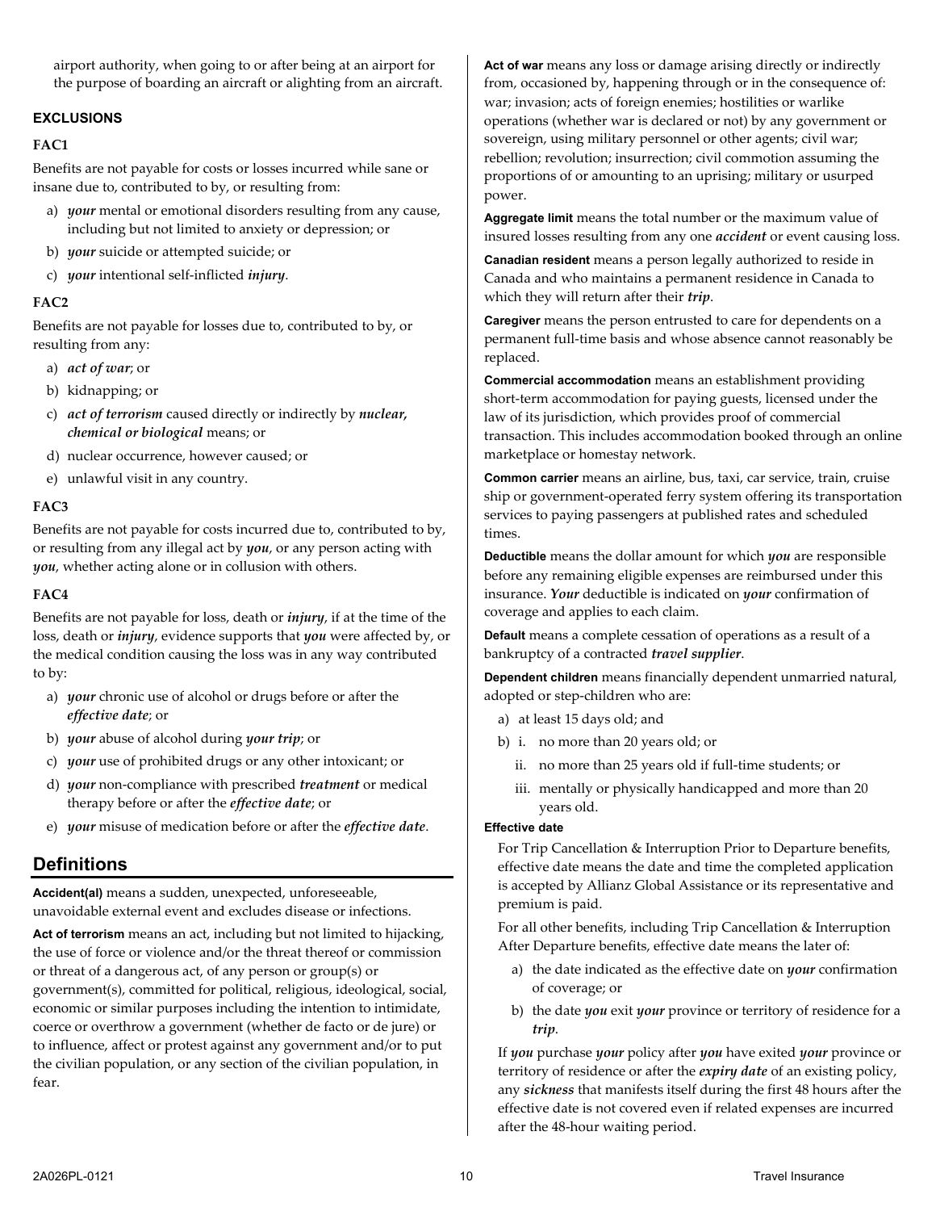airport authority, when going to or after being at an airport for the purpose of boarding an aircraft or alighting from an aircraft.

### EXCLUSIONS

#### FAC1

Benefits are not payable for costs or losses incurred while sane or insane due to, contributed to by, or resulting from:

a) ***your*** mental or emotional disorders resulting from any cause, including but not limited to anxiety or depression; or
b) ***your*** suicide or attempted suicide; or
c) ***your*** intentional self-inflicted ***injury***.

#### FAC2

Benefits are not payable for losses due to, contributed to by, or resulting from any:

a) ***act of war***; or
b) kidnapping; or
c) ***act of terrorism*** caused directly or indirectly by ***nuclear, chemical or biological*** means; or
d) nuclear occurrence, however caused; or
e) unlawful visit in any country.

#### FAC3

Benefits are not payable for costs incurred due to, contributed to by, or resulting from any illegal act by ***you***, or any person acting with ***you***, whether acting alone or in collusion with others.

#### FAC4

Benefits are not payable for loss, death or ***injury***, if at the time of the loss, death or ***injury***, evidence supports that ***you*** were affected by, or the medical condition causing the loss was in any way contributed to by:

a) ***your*** chronic use of alcohol or drugs before or after the ***effective date***; or
b) ***your*** abuse of alcohol during ***your trip***; or
c) ***your*** use of prohibited drugs or any other intoxicant; or
d) ***your*** non-compliance with prescribed ***treatment*** or medical therapy before or after the ***effective date***; or
e) ***your*** misuse of medication before or after the ***effective date***.

## Definitions

**Accident(al)** means a sudden, unexpected, unforeseeable, unavoidable external event and excludes disease or infections.

**Act of terrorism** means an act, including but not limited to hijacking, the use of force or violence and/or the threat thereof or commission or threat of a dangerous act, of any person or group(s) or government(s), committed for political, religious, ideological, social, economic or similar purposes including the intention to intimidate, coerce or overthrow a government (whether de facto or de jure) or to influence, affect or protest against any government and/or to put the civilian population, or any section of the civilian population, in fear.

**Act of war** means any loss or damage arising directly or indirectly from, occasioned by, happening through or in the consequence of: war; invasion; acts of foreign enemies; hostilities or warlike operations (whether war is declared or not) by any government or sovereign, using military personnel or other agents; civil war; rebellion; revolution; insurrection; civil commotion assuming the proportions of or amounting to an uprising; military or usurped power.

**Aggregate limit** means the total number or the maximum value of insured losses resulting from any one ***accident*** or event causing loss.

**Canadian resident** means a person legally authorized to reside in Canada and who maintains a permanent residence in Canada to which they will return after their ***trip***.

**Caregiver** means the person entrusted to care for dependents on a permanent full-time basis and whose absence cannot reasonably be replaced.

**Commercial accommodation** means an establishment providing short-term accommodation for paying guests, licensed under the law of its jurisdiction, which provides proof of commercial transaction. This includes accommodation booked through an online marketplace or homestay network.

**Common carrier** means an airline, bus, taxi, car service, train, cruise ship or government-operated ferry system offering its transportation services to paying passengers at published rates and scheduled times.

**Deductible** means the dollar amount for which ***you*** are responsible before any remaining eligible expenses are reimbursed under this insurance. ***Your*** deductible is indicated on ***your*** confirmation of coverage and applies to each claim.

**Default** means a complete cessation of operations as a result of a bankruptcy of a contracted ***travel supplier***.

**Dependent children** means financially dependent unmarried natural, adopted or step-children who are:

a) at least 15 days old; and
b) i. no more than 20 years old; or
   ii. no more than 25 years old if full-time students; or
   iii. mentally or physically handicapped and more than 20 years old.

**Effective date**

For Trip Cancellation & Interruption Prior to Departure benefits, effective date means the date and time the completed application is accepted by Allianz Global Assistance or its representative and premium is paid.

For all other benefits, including Trip Cancellation & Interruption After Departure benefits, effective date means the later of:

a) the date indicated as the effective date on ***your*** confirmation of coverage; or
b) the date ***you*** exit ***your*** province or territory of residence for a ***trip***.

If ***you*** purchase ***your*** policy after ***you*** have exited ***your*** province or territory of residence or after the ***expiry date*** of an existing policy, any ***sickness*** that manifests itself during the first 48 hours after the effective date is not covered even if related expenses are incurred after the 48-hour waiting period.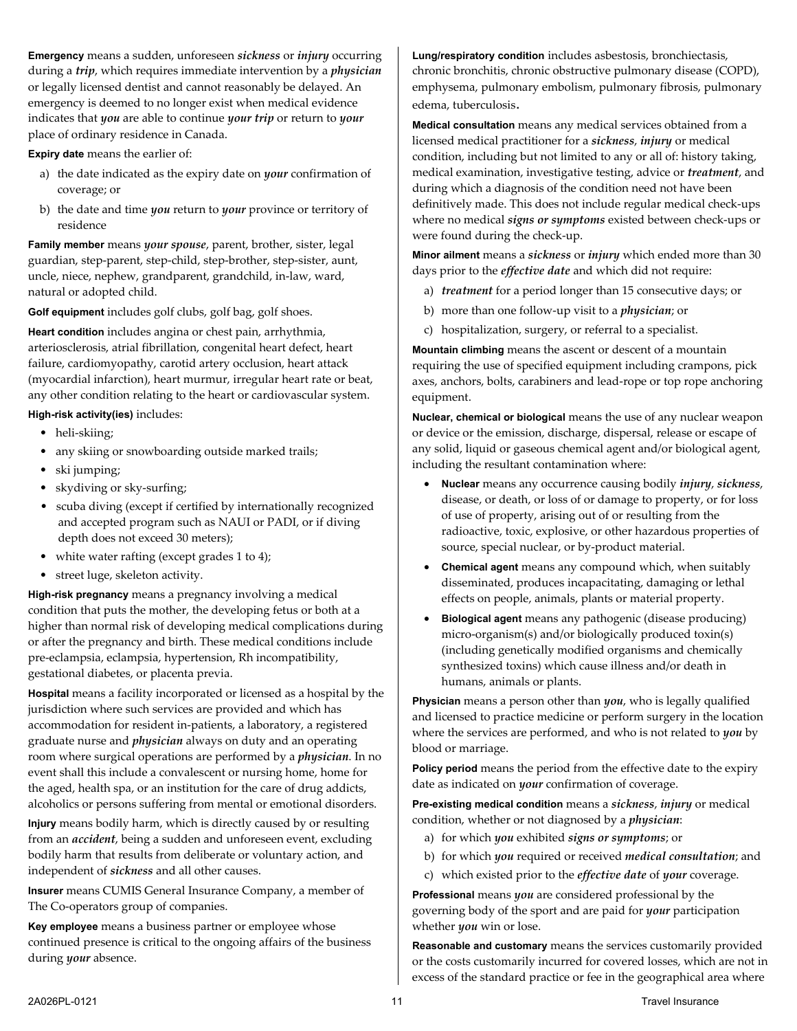**Emergency** means a sudden, unforeseen ***sickness*** or ***injury*** occurring during a ***trip***, which requires immediate intervention by a ***physician*** or legally licensed dentist and cannot reasonably be delayed. An emergency is deemed to no longer exist when medical evidence indicates that ***you*** are able to continue ***your trip*** or return to ***your*** place of ordinary residence in Canada.

**Expiry date** means the earlier of:

a) the date indicated as the expiry date on ***your*** confirmation of coverage; or
b) the date and time ***you*** return to ***your*** province or territory of residence

**Family member** means ***your spouse***, parent, brother, sister, legal guardian, step-parent, step-child, step-brother, step-sister, aunt, uncle, niece, nephew, grandparent, grandchild, in-law, ward, natural or adopted child.

**Golf equipment** includes golf clubs, golf bag, golf shoes.

**Heart condition** includes angina or chest pain, arrhythmia, arteriosclerosis, atrial fibrillation, congenital heart defect, heart failure, cardiomyopathy, carotid artery occlusion, heart attack (myocardial infarction), heart murmur, irregular heart rate or beat, any other condition relating to the heart or cardiovascular system.

**High-risk activity(ies)** includes:

- heli-skiing;
- any skiing or snowboarding outside marked trails;
- ski jumping;
- skydiving or sky-surfing;
- scuba diving (except if certified by internationally recognized and accepted program such as NAUI or PADI, or if diving depth does not exceed 30 meters);
- white water rafting (except grades 1 to 4);
- street luge, skeleton activity.

**High-risk pregnancy** means a pregnancy involving a medical condition that puts the mother, the developing fetus or both at a higher than normal risk of developing medical complications during or after the pregnancy and birth. These medical conditions include pre-eclampsia, eclampsia, hypertension, Rh incompatibility, gestational diabetes, or placenta previa.

**Hospital** means a facility incorporated or licensed as a hospital by the jurisdiction where such services are provided and which has accommodation for resident in-patients, a laboratory, a registered graduate nurse and ***physician*** always on duty and an operating room where surgical operations are performed by a ***physician***. In no event shall this include a convalescent or nursing home, home for the aged, health spa, or an institution for the care of drug addicts, alcoholics or persons suffering from mental or emotional disorders.

**Injury** means bodily harm, which is directly caused by or resulting from an ***accident***, being a sudden and unforeseen event, excluding bodily harm that results from deliberate or voluntary action, and independent of ***sickness*** and all other causes.

**Insurer** means CUMIS General Insurance Company, a member of The Co-operators group of companies.

**Key employee** means a business partner or employee whose continued presence is critical to the ongoing affairs of the business during ***your*** absence.

**Lung/respiratory condition** includes asbestosis, bronchiectasis, chronic bronchitis, chronic obstructive pulmonary disease (COPD), emphysema, pulmonary embolism, pulmonary fibrosis, pulmonary edema, tuberculosis.

**Medical consultation** means any medical services obtained from a licensed medical practitioner for a ***sickness***, ***injury*** or medical condition, including but not limited to any or all of: history taking, medical examination, investigative testing, advice or ***treatment***, and during which a diagnosis of the condition need not have been definitively made. This does not include regular medical check-ups where no medical ***signs or symptoms*** existed between check-ups or were found during the check-up.

**Minor ailment** means a ***sickness*** or ***injury*** which ended more than 30 days prior to the ***effective date*** and which did not require:

a) ***treatment*** for a period longer than 15 consecutive days; or
b) more than one follow-up visit to a ***physician***; or
c) hospitalization, surgery, or referral to a specialist.

**Mountain climbing** means the ascent or descent of a mountain requiring the use of specified equipment including crampons, pick axes, anchors, bolts, carabiners and lead-rope or top rope anchoring equipment.

**Nuclear, chemical or biological** means the use of any nuclear weapon or device or the emission, discharge, dispersal, release or escape of any solid, liquid or gaseous chemical agent and/or biological agent, including the resultant contamination where:

- **Nuclear** means any occurrence causing bodily ***injury***, ***sickness***, disease, or death, or loss of or damage to property, or for loss of use of property, arising out of or resulting from the radioactive, toxic, explosive, or other hazardous properties of source, special nuclear, or by-product material.
- **Chemical agent** means any compound which, when suitably disseminated, produces incapacitating, damaging or lethal effects on people, animals, plants or material property.
- **Biological agent** means any pathogenic (disease producing) micro-organism(s) and/or biologically produced toxin(s) (including genetically modified organisms and chemically synthesized toxins) which cause illness and/or death in humans, animals or plants.

**Physician** means a person other than ***you***, who is legally qualified and licensed to practice medicine or perform surgery in the location where the services are performed, and who is not related to ***you*** by blood or marriage.

**Policy period** means the period from the effective date to the expiry date as indicated on ***your*** confirmation of coverage.

**Pre-existing medical condition** means a ***sickness***, ***injury*** or medical condition, whether or not diagnosed by a ***physician***:

a) for which ***you*** exhibited ***signs or symptoms***; or
b) for which ***you*** required or received ***medical consultation***; and
c) which existed prior to the ***effective date*** of ***your*** coverage.

**Professional** means ***you*** are considered professional by the governing body of the sport and are paid for ***your*** participation whether ***you*** win or lose.

**Reasonable and customary** means the services customarily provided or the costs customarily incurred for covered losses, which are not in excess of the standard practice or fee in the geographical area where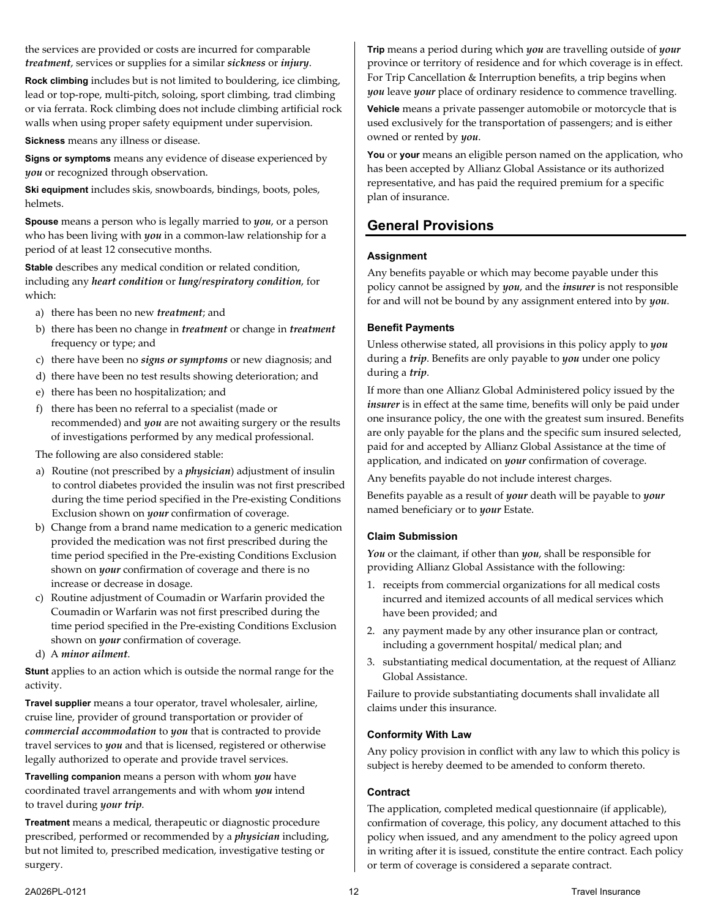the services are provided or costs are incurred for comparable ***treatment***, services or supplies for a similar ***sickness*** or ***injury***.

**Rock climbing** includes but is not limited to bouldering, ice climbing, lead or top-rope, multi-pitch, soloing, sport climbing, trad climbing or via ferrata. Rock climbing does not include climbing artificial rock walls when using proper safety equipment under supervision.

**Sickness** means any illness or disease.

**Signs or symptoms** means any evidence of disease experienced by ***you*** or recognized through observation.

**Ski equipment** includes skis, snowboards, bindings, boots, poles, helmets.

**Spouse** means a person who is legally married to ***you***, or a person who has been living with ***you*** in a common-law relationship for a period of at least 12 consecutive months.

**Stable** describes any medical condition or related condition, including any ***heart condition*** or ***lung/respiratory condition***, for which:

a) there has been no new ***treatment***; and
b) there has been no change in ***treatment*** or change in ***treatment*** frequency or type; and
c) there have been no ***signs or symptoms*** or new diagnosis; and
d) there have been no test results showing deterioration; and
e) there has been no hospitalization; and
f) there has been no referral to a specialist (made or recommended) and ***you*** are not awaiting surgery or the results of investigations performed by any medical professional.

The following are also considered stable:

a) Routine (not prescribed by a ***physician***) adjustment of insulin to control diabetes provided the insulin was not first prescribed during the time period specified in the Pre-existing Conditions Exclusion shown on ***your*** confirmation of coverage.
b) Change from a brand name medication to a generic medication provided the medication was not first prescribed during the time period specified in the Pre-existing Conditions Exclusion shown on ***your*** confirmation of coverage and there is no increase or decrease in dosage.
c) Routine adjustment of Coumadin or Warfarin provided the Coumadin or Warfarin was not first prescribed during the time period specified in the Pre-existing Conditions Exclusion shown on ***your*** confirmation of coverage.
d) A ***minor ailment***.

**Stunt** applies to an action which is outside the normal range for the activity.

**Travel supplier** means a tour operator, travel wholesaler, airline, cruise line, provider of ground transportation or provider of ***commercial accommodation*** to ***you*** that is contracted to provide travel services to ***you*** and that is licensed, registered or otherwise legally authorized to operate and provide travel services.

**Travelling companion** means a person with whom ***you*** have coordinated travel arrangements and with whom ***you*** intend to travel during ***your trip***.

**Treatment** means a medical, therapeutic or diagnostic procedure prescribed, performed or recommended by a ***physician*** including, but not limited to, prescribed medication, investigative testing or surgery.

**Trip** means a period during which ***you*** are travelling outside of ***your*** province or territory of residence and for which coverage is in effect. For Trip Cancellation & Interruption benefits, a trip begins when ***you*** leave ***your*** place of ordinary residence to commence travelling.

**Vehicle** means a private passenger automobile or motorcycle that is used exclusively for the transportation of passengers; and is either owned or rented by ***you***.

**You** or **your** means an eligible person named on the application, who has been accepted by Allianz Global Assistance or its authorized representative, and has paid the required premium for a specific plan of insurance.

## General Provisions

### Assignment

Any benefits payable or which may become payable under this policy cannot be assigned by ***you***, and the ***insurer*** is not responsible for and will not be bound by any assignment entered into by ***you***.

### Benefit Payments

Unless otherwise stated, all provisions in this policy apply to ***you*** during a ***trip***. Benefits are only payable to ***you*** under one policy during a ***trip***.

If more than one Allianz Global Administered policy issued by the ***insurer*** is in effect at the same time, benefits will only be paid under one insurance policy, the one with the greatest sum insured. Benefits are only payable for the plans and the specific sum insured selected, paid for and accepted by Allianz Global Assistance at the time of application, and indicated on ***your*** confirmation of coverage.

Any benefits payable do not include interest charges.

Benefits payable as a result of ***your*** death will be payable to ***your*** named beneficiary or to ***your*** Estate.

### Claim Submission

***You*** or the claimant, if other than ***you***, shall be responsible for providing Allianz Global Assistance with the following:

1. receipts from commercial organizations for all medical costs incurred and itemized accounts of all medical services which have been provided; and
2. any payment made by any other insurance plan or contract, including a government hospital/ medical plan; and
3. substantiating medical documentation, at the request of Allianz Global Assistance.

Failure to provide substantiating documents shall invalidate all claims under this insurance.

### Conformity With Law

Any policy provision in conflict with any law to which this policy is subject is hereby deemed to be amended to conform thereto.

### Contract

The application, completed medical questionnaire (if applicable), confirmation of coverage, this policy, any document attached to this policy when issued, and any amendment to the policy agreed upon in writing after it is issued, constitute the entire contract. Each policy or term of coverage is considered a separate contract.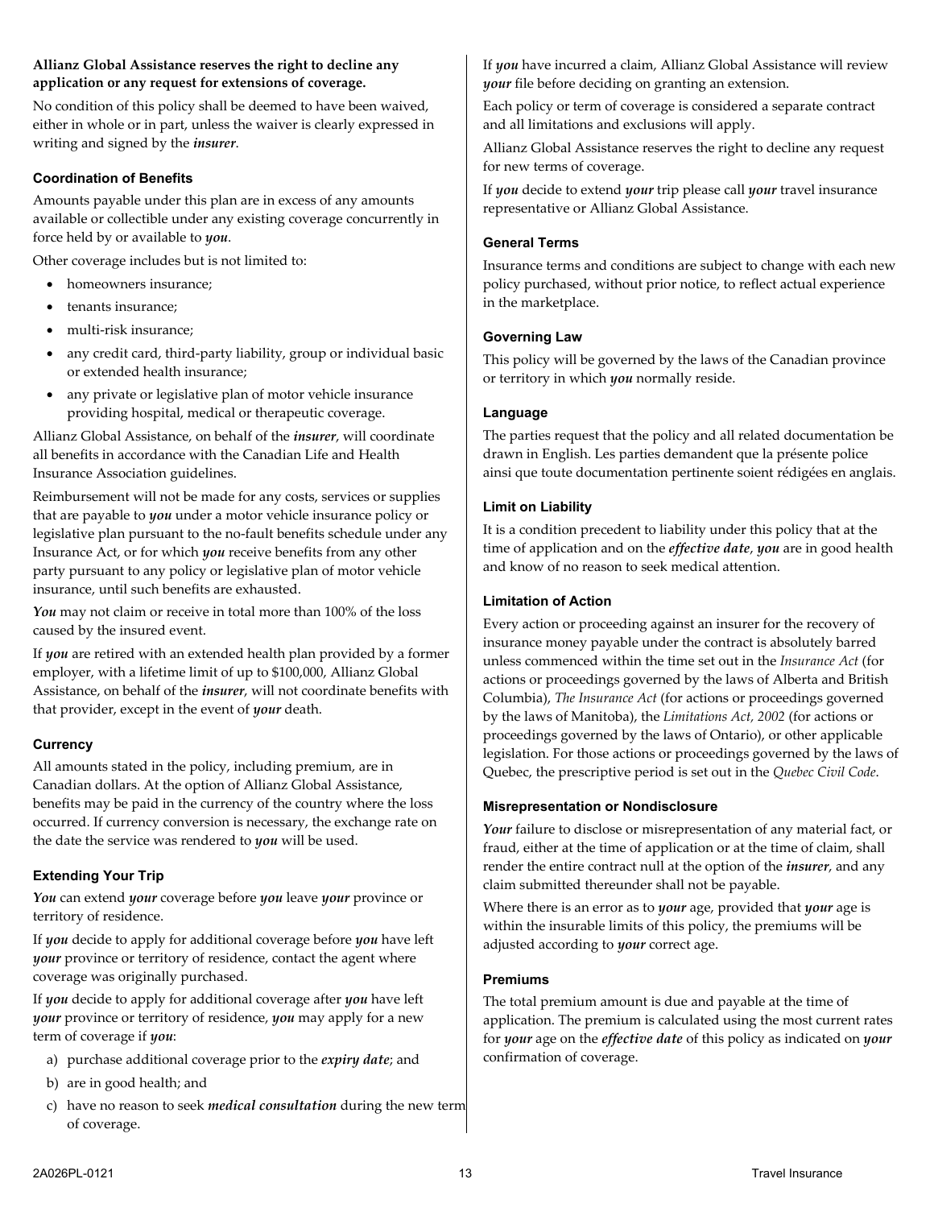**Allianz Global Assistance reserves the right to decline any application or any request for extensions of coverage.**

No condition of this policy shall be deemed to have been waived, either in whole or in part, unless the waiver is clearly expressed in writing and signed by the ***insurer***.

### Coordination of Benefits

Amounts payable under this plan are in excess of any amounts available or collectible under any existing coverage concurrently in force held by or available to ***you***.

Other coverage includes but is not limited to:

- homeowners insurance;
- tenants insurance;
- multi-risk insurance;
- any credit card, third-party liability, group or individual basic or extended health insurance;
- any private or legislative plan of motor vehicle insurance providing hospital, medical or therapeutic coverage.

Allianz Global Assistance, on behalf of the ***insurer***, will coordinate all benefits in accordance with the Canadian Life and Health Insurance Association guidelines.

Reimbursement will not be made for any costs, services or supplies that are payable to ***you*** under a motor vehicle insurance policy or legislative plan pursuant to the no-fault benefits schedule under any Insurance Act, or for which ***you*** receive benefits from any other party pursuant to any policy or legislative plan of motor vehicle insurance, until such benefits are exhausted.

***You*** may not claim or receive in total more than 100% of the loss caused by the insured event.

If ***you*** are retired with an extended health plan provided by a former employer, with a lifetime limit of up to $100,000, Allianz Global Assistance, on behalf of the ***insurer***, will not coordinate benefits with that provider, except in the event of ***your*** death.

### Currency

All amounts stated in the policy, including premium, are in Canadian dollars. At the option of Allianz Global Assistance, benefits may be paid in the currency of the country where the loss occurred. If currency conversion is necessary, the exchange rate on the date the service was rendered to ***you*** will be used.

### Extending Your Trip

***You*** can extend ***your*** coverage before ***you*** leave ***your*** province or territory of residence.

If ***you*** decide to apply for additional coverage before ***you*** have left ***your*** province or territory of residence, contact the agent where coverage was originally purchased.

If ***you*** decide to apply for additional coverage after ***you*** have left ***your*** province or territory of residence, ***you*** may apply for a new term of coverage if ***you***:

a) purchase additional coverage prior to the ***expiry date***; and
b) are in good health; and
c) have no reason to seek ***medical consultation*** during the new term of coverage.

If ***you*** have incurred a claim, Allianz Global Assistance will review ***your*** file before deciding on granting an extension.

Each policy or term of coverage is considered a separate contract and all limitations and exclusions will apply.

Allianz Global Assistance reserves the right to decline any request for new terms of coverage.

If ***you*** decide to extend ***your*** trip please call ***your*** travel insurance representative or Allianz Global Assistance.

### General Terms

Insurance terms and conditions are subject to change with each new policy purchased, without prior notice, to reflect actual experience in the marketplace.

### Governing Law

This policy will be governed by the laws of the Canadian province or territory in which ***you*** normally reside.

### Language

The parties request that the policy and all related documentation be drawn in English. Les parties demandent que la présente police ainsi que toute documentation pertinente soient rédigées en anglais.

### Limit on Liability

It is a condition precedent to liability under this policy that at the time of application and on the ***effective date***, ***you*** are in good health and know of no reason to seek medical attention.

### Limitation of Action

Every action or proceeding against an insurer for the recovery of insurance money payable under the contract is absolutely barred unless commenced within the time set out in the *Insurance Act* (for actions or proceedings governed by the laws of Alberta and British Columbia), *The Insurance Act* (for actions or proceedings governed by the laws of Manitoba), the *Limitations Act, 2002* (for actions or proceedings governed by the laws of Ontario), or other applicable legislation. For those actions or proceedings governed by the laws of Quebec, the prescriptive period is set out in the *Quebec Civil Code*.

### Misrepresentation or Nondisclosure

***Your*** failure to disclose or misrepresentation of any material fact, or fraud, either at the time of application or at the time of claim, shall render the entire contract null at the option of the ***insurer***, and any claim submitted thereunder shall not be payable.

Where there is an error as to ***your*** age, provided that ***your*** age is within the insurable limits of this policy, the premiums will be adjusted according to ***your*** correct age.

### Premiums

The total premium amount is due and payable at the time of application. The premium is calculated using the most current rates for ***your*** age on the ***effective date*** of this policy as indicated on ***your*** confirmation of coverage.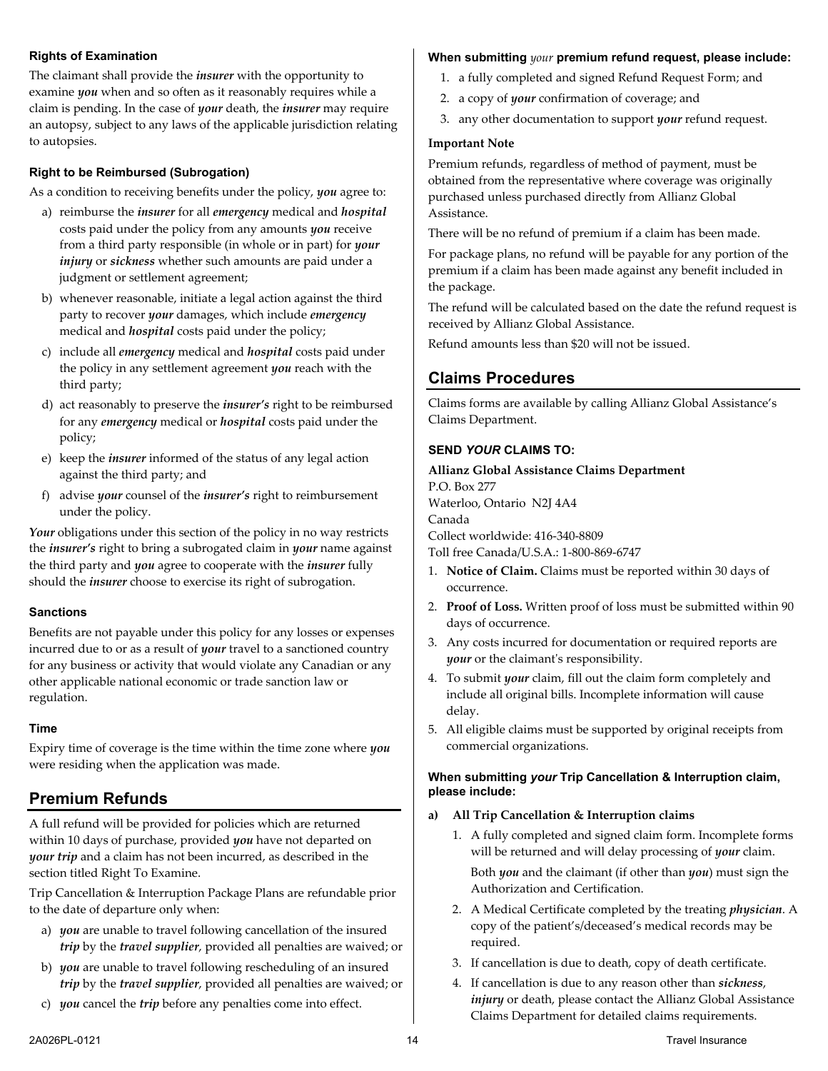### Rights of Examination

The claimant shall provide the ***insurer*** with the opportunity to examine ***you*** when and so often as it reasonably requires while a claim is pending. In the case of ***your*** death, the ***insurer*** may require an autopsy, subject to any laws of the applicable jurisdiction relating to autopsies.

### Right to be Reimbursed (Subrogation)

As a condition to receiving benefits under the policy, ***you*** agree to:

a) reimburse the ***insurer*** for all ***emergency*** medical and ***hospital*** costs paid under the policy from any amounts ***you*** receive from a third party responsible (in whole or in part) for ***your injury*** or ***sickness*** whether such amounts are paid under a judgment or settlement agreement;
b) whenever reasonable, initiate a legal action against the third party to recover ***your*** damages, which include ***emergency*** medical and ***hospital*** costs paid under the policy;
c) include all ***emergency*** medical and ***hospital*** costs paid under the policy in any settlement agreement ***you*** reach with the third party;
d) act reasonably to preserve the ***insurer's*** right to be reimbursed for any ***emergency*** medical or ***hospital*** costs paid under the policy;
e) keep the ***insurer*** informed of the status of any legal action against the third party; and
f) advise ***your*** counsel of the ***insurer's*** right to reimbursement under the policy.

***Your*** obligations under this section of the policy in no way restricts the ***insurer's*** right to bring a subrogated claim in ***your*** name against the third party and ***you*** agree to cooperate with the ***insurer*** fully should the ***insurer*** choose to exercise its right of subrogation.

### Sanctions

Benefits are not payable under this policy for any losses or expenses incurred due to or as a result of ***your*** travel to a sanctioned country for any business or activity that would violate any Canadian or any other applicable national economic or trade sanction law or regulation.

### Time

Expiry time of coverage is the time within the time zone where ***you*** were residing when the application was made.

## Premium Refunds

A full refund will be provided for policies which are returned within 10 days of purchase, provided ***you*** have not departed on ***your trip*** and a claim has not been incurred, as described in the section titled Right To Examine.

Trip Cancellation & Interruption Package Plans are refundable prior to the date of departure only when:

a) ***you*** are unable to travel following cancellation of the insured ***trip*** by the ***travel supplier***, provided all penalties are waived; or
b) ***you*** are unable to travel following rescheduling of an insured ***trip*** by the ***travel supplier***, provided all penalties are waived; or
c) ***you*** cancel the ***trip*** before any penalties come into effect.

**When submitting *your* premium refund request, please include:**

1. a fully completed and signed Refund Request Form; and
2. a copy of ***your*** confirmation of coverage; and
3. any other documentation to support ***your*** refund request.

**Important Note**

Premium refunds, regardless of method of payment, must be obtained from the representative where coverage was originally purchased unless purchased directly from Allianz Global Assistance.

There will be no refund of premium if a claim has been made.

For package plans, no refund will be payable for any portion of the premium if a claim has been made against any benefit included in the package.

The refund will be calculated based on the date the refund request is received by Allianz Global Assistance.

Refund amounts less than $20 will not be issued.

## Claims Procedures

Claims forms are available by calling Allianz Global Assistance's Claims Department.

### SEND *YOUR* CLAIMS TO:

**Allianz Global Assistance Claims Department**
P.O. Box 277
Waterloo, Ontario N2J 4A4
Canada
Collect worldwide: 416-340-8809
Toll free Canada/U.S.A.: 1-800-869-6747

1. **Notice of Claim.** Claims must be reported within 30 days of occurrence.
2. **Proof of Loss.** Written proof of loss must be submitted within 90 days of occurrence.
3. Any costs incurred for documentation or required reports are ***your*** or the claimant's responsibility.
4. To submit ***your*** claim, fill out the claim form completely and include all original bills. Incomplete information will cause delay.
5. All eligible claims must be supported by original receipts from commercial organizations.

### When submitting *your* Trip Cancellation & Interruption claim, please include:

**a) All Trip Cancellation & Interruption claims**

1. A fully completed and signed claim form. Incomplete forms will be returned and will delay processing of ***your*** claim.

   Both ***you*** and the claimant (if other than ***you***) must sign the Authorization and Certification.
2. A Medical Certificate completed by the treating ***physician***. A copy of the patient's/deceased's medical records may be required.
3. If cancellation is due to death, copy of death certificate.
4. If cancellation is due to any reason other than ***sickness***, ***injury*** or death, please contact the Allianz Global Assistance Claims Department for detailed claims requirements.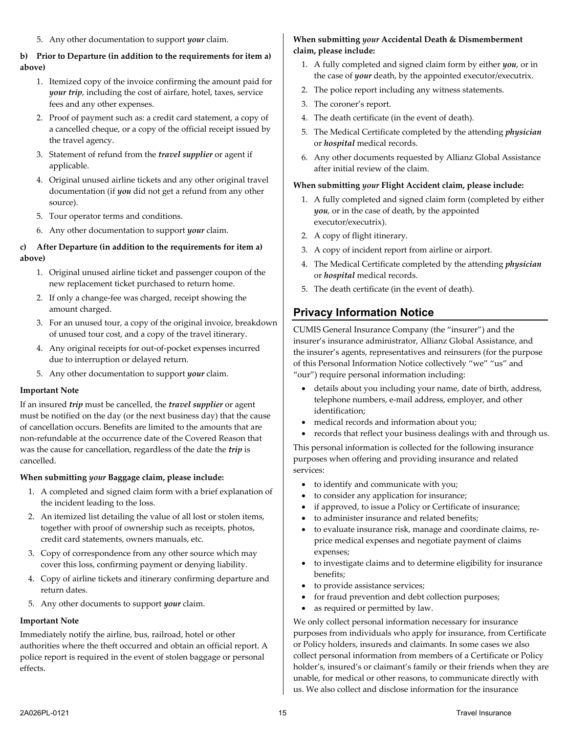5. Any other documentation to support ***your*** claim.

**b) Prior to Departure (in addition to the requirements for item a) above)**

1. Itemized copy of the invoice confirming the amount paid for ***your trip***, including the cost of airfare, hotel, taxes, service fees and any other expenses.
2. Proof of payment such as: a credit card statement, a copy of a cancelled cheque, or a copy of the official receipt issued by the travel agency.
3. Statement of refund from the ***travel supplier*** or agent if applicable.
4. Original unused airline tickets and any other original travel documentation (if ***you*** did not get a refund from any other source).
5. Tour operator terms and conditions.
6. Any other documentation to support ***your*** claim.

**c) After Departure (in addition to the requirements for item a) above)**

1. Original unused airline ticket and passenger coupon of the new replacement ticket purchased to return home.
2. If only a change-fee was charged, receipt showing the amount charged.
3. For an unused tour, a copy of the original invoice, breakdown of unused tour cost, and a copy of the travel itinerary.
4. Any original receipts for out-of-pocket expenses incurred due to interruption or delayed return.
5. Any other documentation to support ***your*** claim.

**Important Note**

If an insured ***trip*** must be cancelled, the ***travel supplier*** or agent must be notified on the day (or the next business day) that the cause of cancellation occurs. Benefits are limited to the amounts that are non-refundable at the occurrence date of the Covered Reason that was the cause for cancellation, regardless of the date the ***trip*** is cancelled.

**When submitting *your* Baggage claim, please include:**

1. A completed and signed claim form with a brief explanation of the incident leading to the loss.
2. An itemized list detailing the value of all lost or stolen items, together with proof of ownership such as receipts, photos, credit card statements, owners manuals, etc.
3. Copy of correspondence from any other source which may cover this loss, confirming payment or denying liability.
4. Copy of airline tickets and itinerary confirming departure and return dates.
5. Any other documents to support ***your*** claim.

**Important Note**

Immediately notify the airline, bus, railroad, hotel or other authorities where the theft occurred and obtain an official report. A police report is required in the event of stolen baggage or personal effects.

**When submitting *your* Accidental Death & Dismemberment claim, please include:**

1. A fully completed and signed claim form by either ***you***, or in the case of ***your*** death, by the appointed executor/executrix.
2. The police report including any witness statements.
3. The coroner's report.
4. The death certificate (in the event of death).
5. The Medical Certificate completed by the attending ***physician*** or ***hospital*** medical records.
6. Any other documents requested by Allianz Global Assistance after initial review of the claim.

**When submitting *your* Flight Accident claim, please include:**

1. A fully completed and signed claim form (completed by either ***you***, or in the case of death, by the appointed executor/executrix).
2. A copy of flight itinerary.
3. A copy of incident report from airline or airport.
4. The Medical Certificate completed by the attending ***physician*** or ***hospital*** medical records.
5. The death certificate (in the event of death).

## Privacy Information Notice

CUMIS General Insurance Company (the "insurer") and the insurer's insurance administrator, Allianz Global Assistance, and the insurer's agents, representatives and reinsurers (for the purpose of this Personal Information Notice collectively "we" "us" and "our") require personal information including:

- details about you including your name, date of birth, address, telephone numbers, e-mail address, employer, and other identification;
- medical records and information about you;
- records that reflect your business dealings with and through us.

This personal information is collected for the following insurance purposes when offering and providing insurance and related services:

- to identify and communicate with you;
- to consider any application for insurance;
- if approved, to issue a Policy or Certificate of insurance;
- to administer insurance and related benefits;
- to evaluate insurance risk, manage and coordinate claims, re-price medical expenses and negotiate payment of claims expenses;
- to investigate claims and to determine eligibility for insurance benefits;
- to provide assistance services;
- for fraud prevention and debt collection purposes;
- as required or permitted by law.

We only collect personal information necessary for insurance purposes from individuals who apply for insurance, from Certificate or Policy holders, insureds and claimants. In some cases we also collect personal information from members of a Certificate or Policy holder's, insured's or claimant's family or their friends when they are unable, for medical or other reasons, to communicate directly with us. We also collect and disclose information for the insurance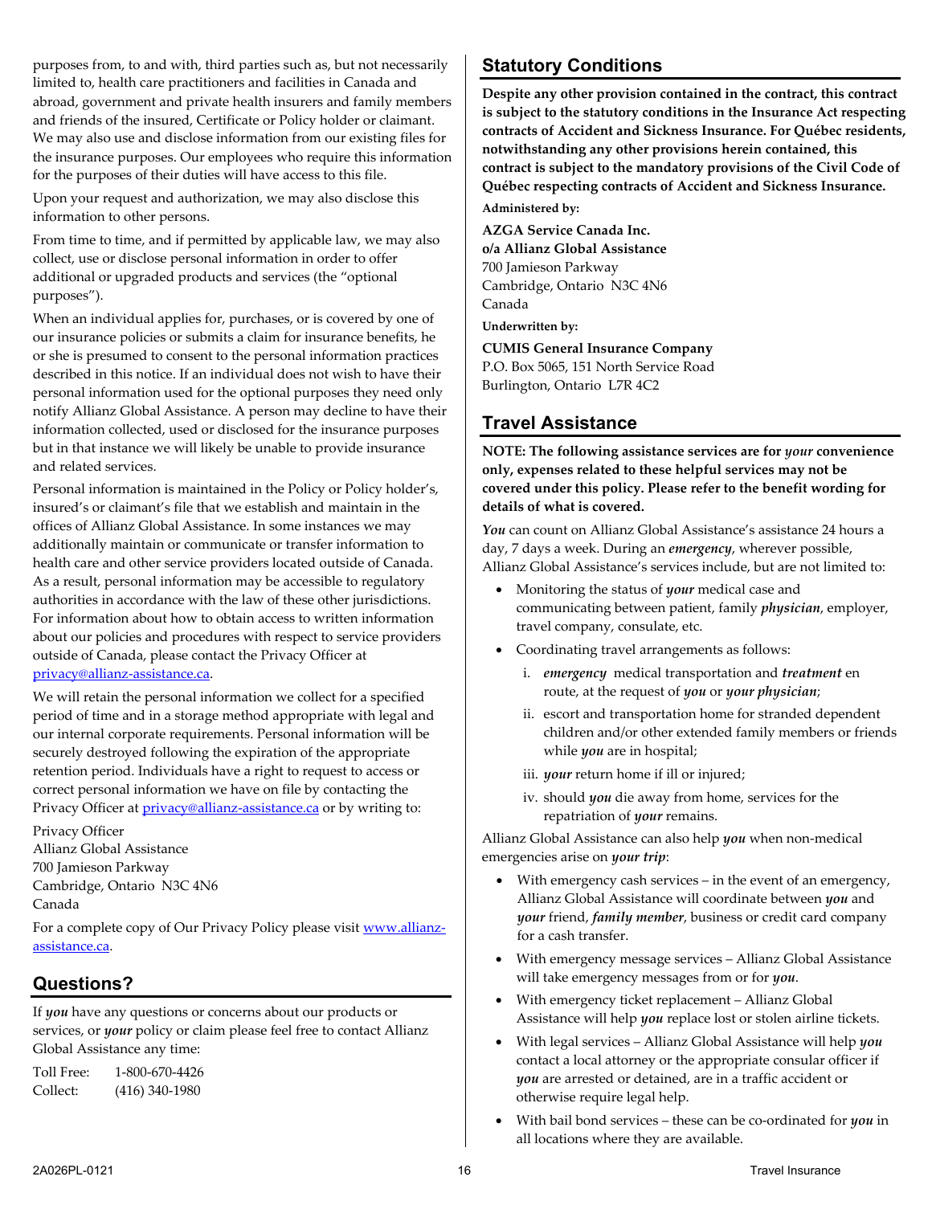purposes from, to and with, third parties such as, but not necessarily limited to, health care practitioners and facilities in Canada and abroad, government and private health insurers and family members and friends of the insured, Certificate or Policy holder or claimant. We may also use and disclose information from our existing files for the insurance purposes. Our employees who require this information for the purposes of their duties will have access to this file.

Upon your request and authorization, we may also disclose this information to other persons.

From time to time, and if permitted by applicable law, we may also collect, use or disclose personal information in order to offer additional or upgraded products and services (the "optional purposes").

When an individual applies for, purchases, or is covered by one of our insurance policies or submits a claim for insurance benefits, he or she is presumed to consent to the personal information practices described in this notice. If an individual does not wish to have their personal information used for the optional purposes they need only notify Allianz Global Assistance. A person may decline to have their information collected, used or disclosed for the insurance purposes but in that instance we will likely be unable to provide insurance and related services.

Personal information is maintained in the Policy or Policy holder's, insured's or claimant's file that we establish and maintain in the offices of Allianz Global Assistance. In some instances we may additionally maintain or communicate or transfer information to health care and other service providers located outside of Canada. As a result, personal information may be accessible to regulatory authorities in accordance with the law of these other jurisdictions. For information about how to obtain access to written information about our policies and procedures with respect to service providers outside of Canada, please contact the Privacy Officer at privacy@allianz-assistance.ca.

We will retain the personal information we collect for a specified period of time and in a storage method appropriate with legal and our internal corporate requirements. Personal information will be securely destroyed following the expiration of the appropriate retention period. Individuals have a right to request to access or correct personal information we have on file by contacting the Privacy Officer at privacy@allianz-assistance.ca or by writing to:

Privacy Officer
Allianz Global Assistance
700 Jamieson Parkway
Cambridge, Ontario N3C 4N6
Canada

For a complete copy of Our Privacy Policy please visit www.allianz-assistance.ca.

## Questions?

If ***you*** have any questions or concerns about our products or services, or ***your*** policy or claim please feel free to contact Allianz Global Assistance any time:

Toll Free: 1-800-670-4426
Collect: (416) 340-1980

## Statutory Conditions

**Despite any other provision contained in the contract, this contract is subject to the statutory conditions in the Insurance Act respecting contracts of Accident and Sickness Insurance. For Québec residents, notwithstanding any other provisions herein contained, this contract is subject to the mandatory provisions of the Civil Code of Québec respecting contracts of Accident and Sickness Insurance.**

**Administered by:**

**AZGA Service Canada Inc.**
**o/a Allianz Global Assistance**
700 Jamieson Parkway
Cambridge, Ontario N3C 4N6
Canada

**Underwritten by:**

**CUMIS General Insurance Company**
P.O. Box 5065, 151 North Service Road
Burlington, Ontario L7R 4C2

## Travel Assistance

**NOTE: The following assistance services are for *your* convenience only, expenses related to these helpful services may not be covered under this policy. Please refer to the benefit wording for details of what is covered.**

***You*** can count on Allianz Global Assistance's assistance 24 hours a day, 7 days a week. During an ***emergency***, wherever possible, Allianz Global Assistance's services include, but are not limited to:

- Monitoring the status of ***your*** medical case and communicating between patient, family ***physician***, employer, travel company, consulate, etc.
- Coordinating travel arrangements as follows:
  i. ***emergency*** medical transportation and ***treatment*** en route, at the request of ***you*** or ***your physician***;
  ii. escort and transportation home for stranded dependent children and/or other extended family members or friends while ***you*** are in hospital;
  iii. ***your*** return home if ill or injured;
  iv. should ***you*** die away from home, services for the repatriation of ***your*** remains.

Allianz Global Assistance can also help ***you*** when non-medical emergencies arise on ***your trip***:

- With emergency cash services – in the event of an emergency, Allianz Global Assistance will coordinate between ***you*** and ***your*** friend, ***family member***, business or credit card company for a cash transfer.
- With emergency message services – Allianz Global Assistance will take emergency messages from or for ***you***.
- With emergency ticket replacement – Allianz Global Assistance will help ***you*** replace lost or stolen airline tickets.
- With legal services – Allianz Global Assistance will help ***you*** contact a local attorney or the appropriate consular officer if ***you*** are arrested or detained, are in a traffic accident or otherwise require legal help.
- With bail bond services – these can be co-ordinated for ***you*** in all locations where they are available.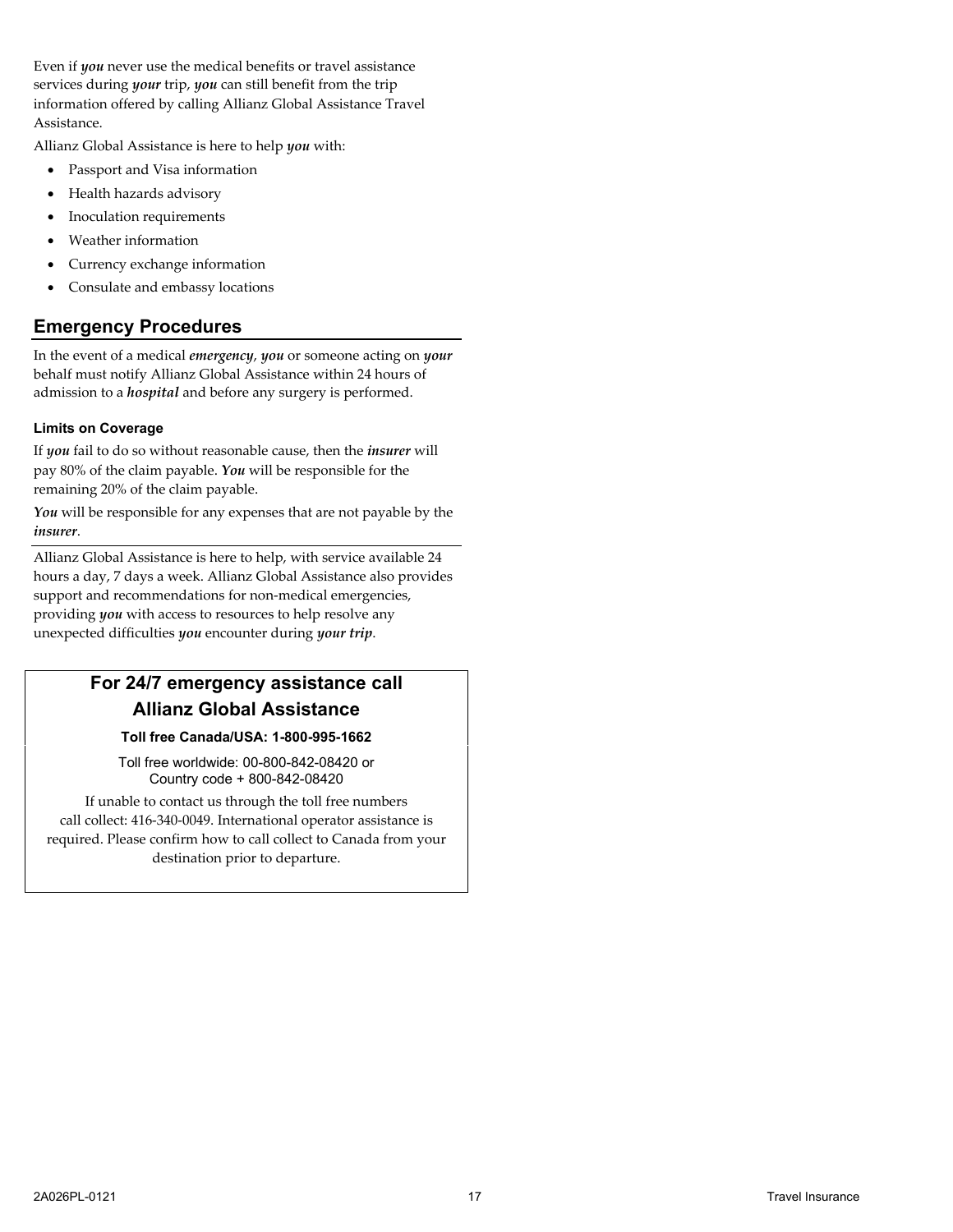Even if ***you*** never use the medical benefits or travel assistance services during ***your*** trip, ***you*** can still benefit from the trip information offered by calling Allianz Global Assistance Travel Assistance.

Allianz Global Assistance is here to help ***you*** with:

- Passport and Visa information
- Health hazards advisory
- Inoculation requirements
- Weather information
- Currency exchange information
- Consulate and embassy locations

## Emergency Procedures

In the event of a medical ***emergency***, ***you*** or someone acting on ***your*** behalf must notify Allianz Global Assistance within 24 hours of admission to a ***hospital*** and before any surgery is performed.

#### Limits on Coverage

If ***you*** fail to do so without reasonable cause, then the ***insurer*** will pay 80% of the claim payable. ***You*** will be responsible for the remaining 20% of the claim payable.

***You*** will be responsible for any expenses that are not payable by the ***insurer***.

---

Allianz Global Assistance is here to help, with service available 24 hours a day, 7 days a week. Allianz Global Assistance also provides support and recommendations for non-medical emergencies, providing ***you*** with access to resources to help resolve any unexpected difficulties ***you*** encounter during ***your trip***.

### For 24/7 emergency assistance call Allianz Global Assistance

**Toll free Canada/USA: 1-800-995-1662**

Toll free worldwide: 00-800-842-08420 or
Country code + 800-842-08420

If unable to contact us through the toll free numbers call collect: 416-340-0049. International operator assistance is required. Please confirm how to call collect to Canada from your destination prior to departure.